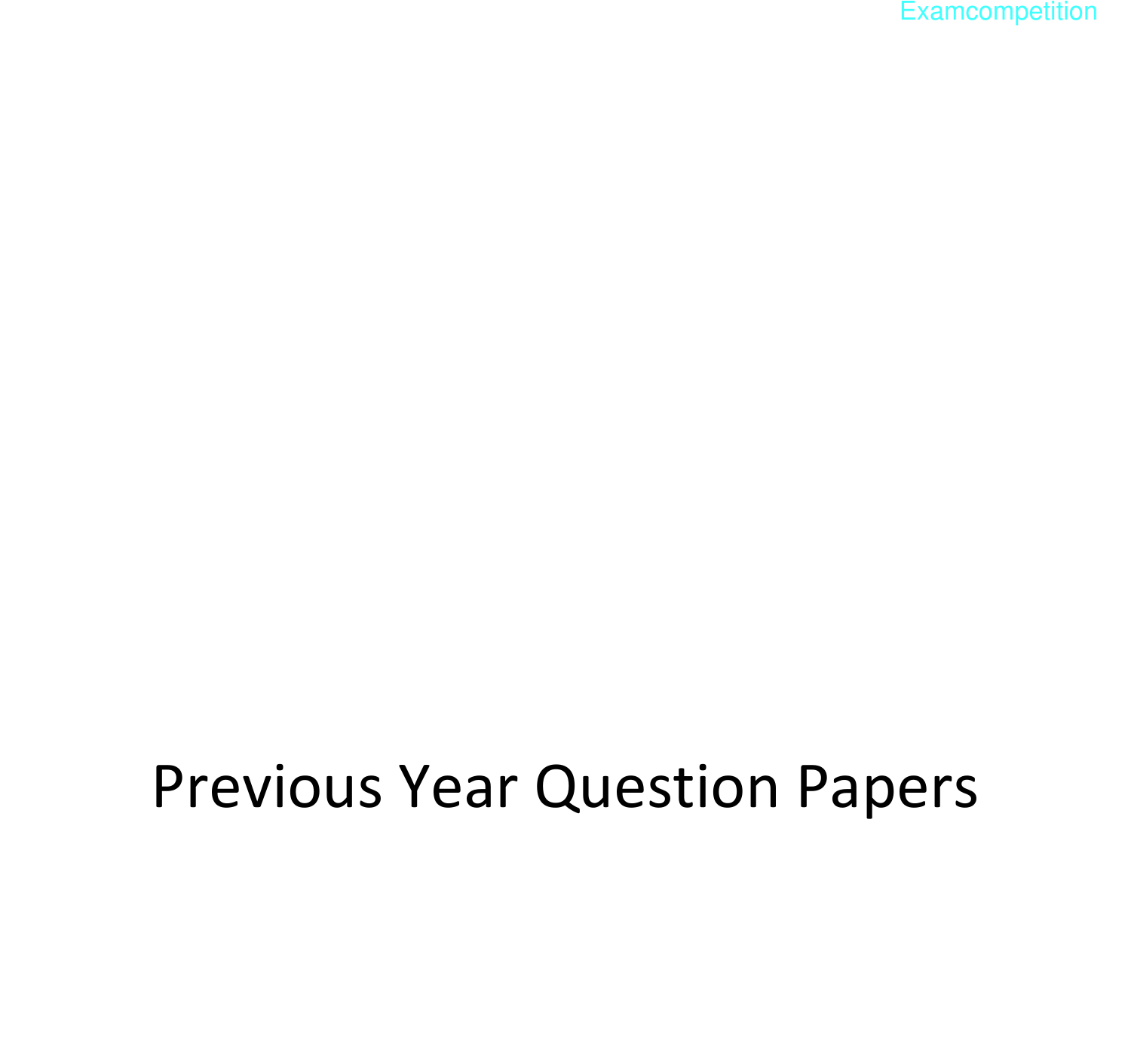# Previous Year Question Papers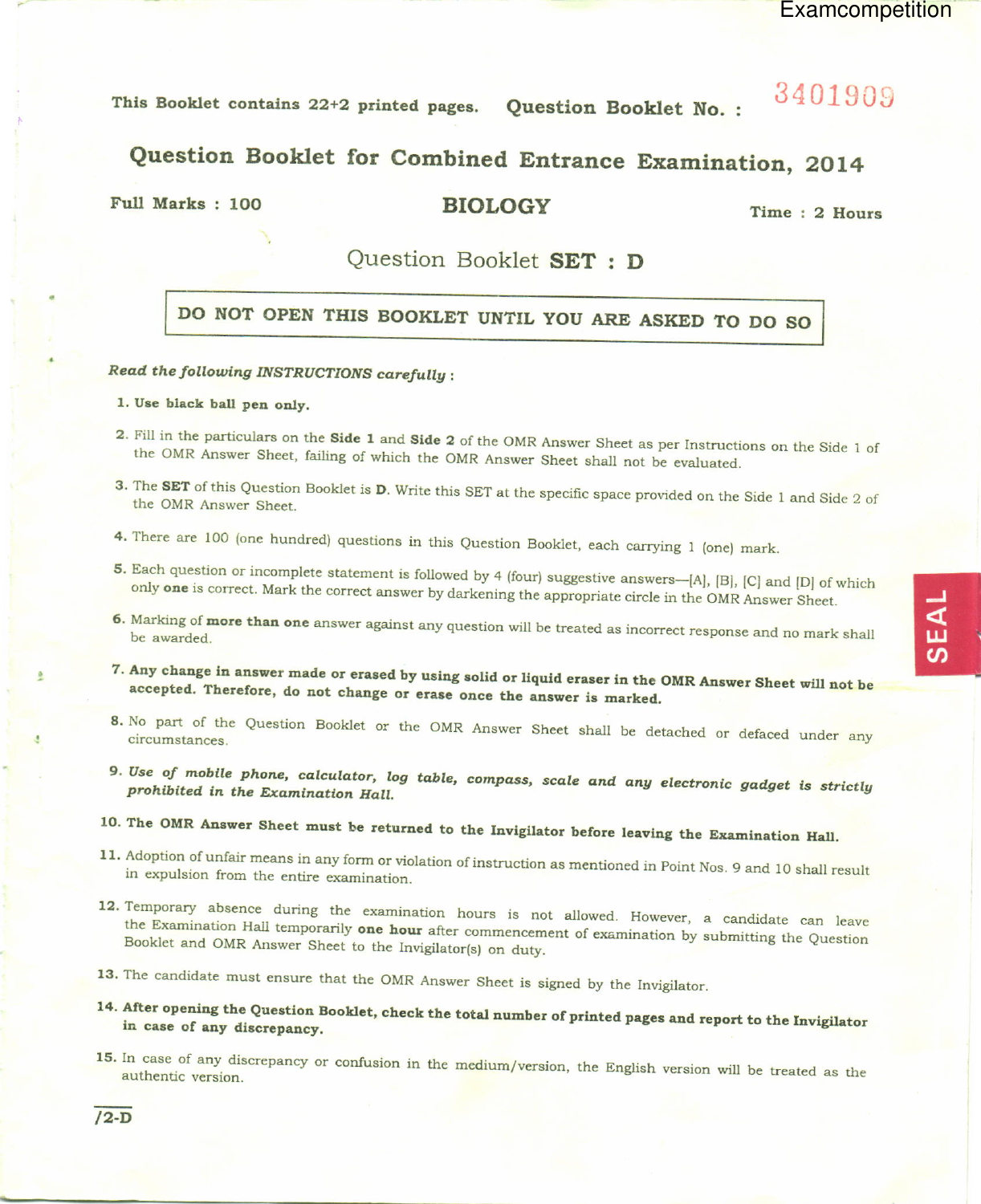This Booklet contains 22+2 printed pages. **Question Booklet No. :** 3401909

# Question Booklet for Combined Entrance Examination, 2014

**Full Marks : 100** **BIOLOGY** **Time : 2 Hours**

## Question Booklet SET : D

**DO NOT OPEN THIS BOOKLET UNTIL YOU ARE ASKED TO DO SO**

***Read the following INSTRUCTIONS carefully :***

1. **Use black ball pen only.**
2. Fill in the particulars on the **Side 1** and **Side 2** of the OMR Answer Sheet as per Instructions on the Side 1 of the OMR Answer Sheet, failing of which the OMR Answer Sheet shall not be evaluated.
3. The **SET** of this Question Booklet is **D**. Write this SET at the specific space provided on the Side 1 and Side 2 of the OMR Answer Sheet.
4. There are 100 (one hundred) questions in this Question Booklet, each carrying 1 (one) mark.
5. Each question or incomplete statement is followed by 4 (four) suggestive answers—[A], [B], [C] and [D] of which only **one** is correct. Mark the correct answer by darkening the appropriate circle in the OMR Answer Sheet.
6. Marking of **more than one** answer against any question will be treated as incorrect response and no mark shall be awarded.
7. **Any change in answer made or erased by using solid or liquid eraser in the OMR Answer Sheet will not be accepted. Therefore, do not change or erase once the answer is marked.**
8. No part of the Question Booklet or the OMR Answer Sheet shall be detached or defaced under any circumstances.
9. ***Use of mobile phone, calculator, log table, compass, scale and any electronic gadget is strictly prohibited in the Examination Hall.***
10. **The OMR Answer Sheet must be returned to the Invigilator before leaving the Examination Hall.**
11. Adoption of unfair means in any form or violation of instruction as mentioned in Point Nos. 9 and 10 shall result in expulsion from the entire examination.
12. Temporary absence during the examination hours is not allowed. However, a candidate can leave the Examination Hall temporarily **one hour** after commencement of examination by submitting the Question Booklet and OMR Answer Sheet to the Invigilator(s) on duty.
13. The candidate must ensure that the OMR Answer Sheet is signed by the Invigilator.
14. **After opening the Question Booklet, check the total number of printed pages and report to the Invigilator in case of any discrepancy.**
15. In case of any discrepancy or confusion in the medium/version, the English version will be treated as the authentic version.

/2-D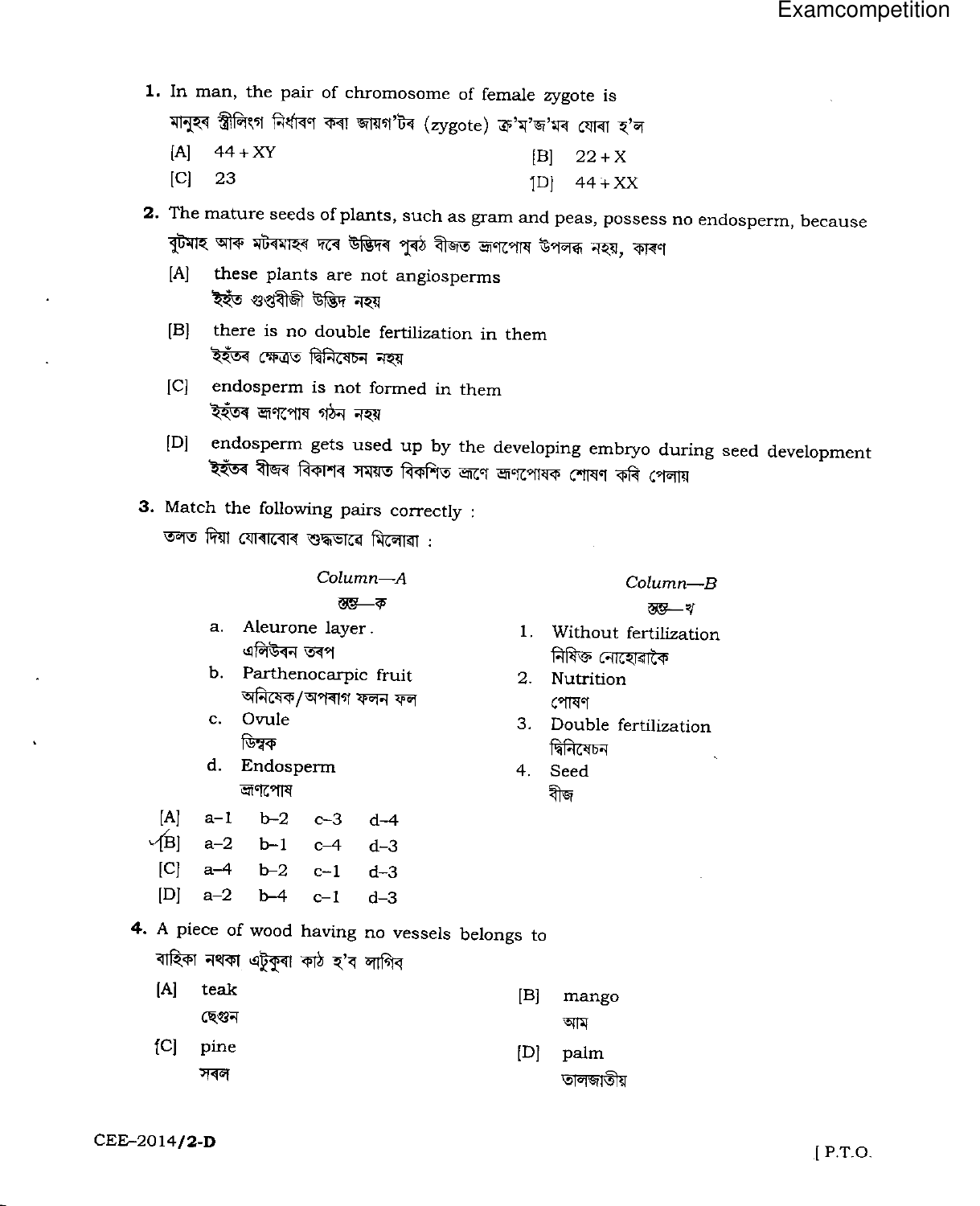1. In man, the pair of chromosome of female zygote is
মানুহৰ স্ত্ৰীলিংগ নিৰ্ধাৰণ কৰা জায়গ'টৰ (zygote) ক্ৰ'ম'জ'মৰ যোৰা হ'ল

[A] 44 + XY
[B] 22 + X
[C] 23
[D] 44 + XX

2. The mature seeds of plants, such as gram and peas, possess no endosperm, because
বুটমাহ আৰু মটৰমাহৰ দৰে উদ্ভিদৰ পুৰঠ বীজত ভ্ৰূণপোষ উপলব্ধ নহয়, কাৰণ

[A] these plants are not angiosperms
ইহঁত গুপ্তবীজী উদ্ভিদ নহয়

[B] there is no double fertilization in them
ইহঁতৰ ক্ষেত্ৰত দ্বিনিষেচন নহয়

[C] endosperm is not formed in them
ইহঁতৰ ভ্ৰূণপোষ গঠন নহয়

[D] endosperm gets used up by the developing embryo during seed development
ইহঁতৰ বীজৰ বিকাশৰ সময়ত বিকশিত ভ্ৰূণে ভ্ৰূণপোষক শোষণ কৰি পেলায়

3. Match the following pairs correctly :
তলত দিয়া যোৰাবোৰ শুদ্ধভাৱে মিলোৱা :

| *Column—A* স্তম্ভ—ক | *Column—B* স্তম্ভ—খ |
|---|---|
| a. Aleurone layer. এলিউৰন তৰপ | 1. Without fertilization নিষিক্ত নোহোৱাকৈ |
| b. Parthenocarpic fruit অনিষেক/অপৰাগ ফলন ফল | 2. Nutrition পোষণ |
| c. Ovule ডিম্বক | 3. Double fertilization দ্বিনিষেচন |
| d. Endosperm ভ্ৰূণপোষ | 4. Seed বীজ |

[A] a–1 b–2 c–3 d–4
[B] a–2 b–1 c–4 d–3
[C] a–4 b–2 c–1 d–3
[D] a–2 b–4 c–1 d–3

4. A piece of wood having no vessels belongs to
বাহিকা নথকা এটুকুৰা কাঠ হ'ব লাগিব

[A] teak
ছেগুন

[B] mango
আম

[C] pine
সৰল

[D] palm
তালজাতীয়

CEE–2014/2-D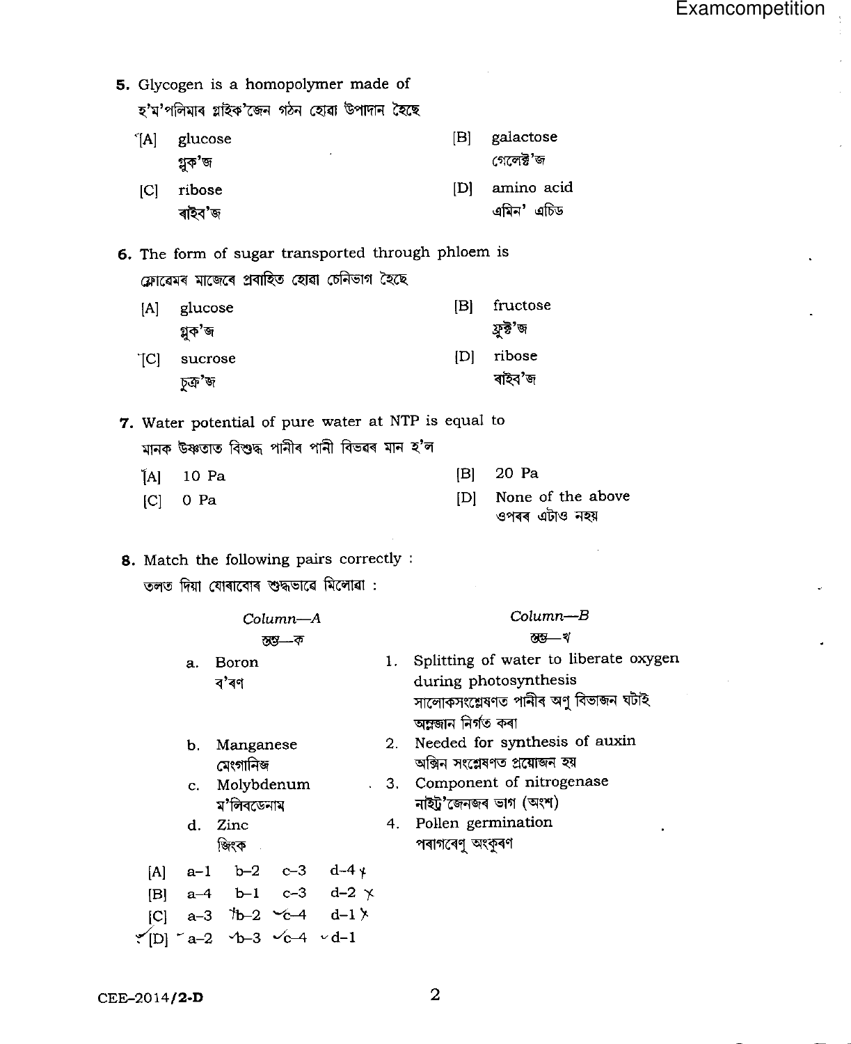5. Glycogen is a homopolymer made of
হ'ম'পলিমাৰ গ্লাইক'জেন গঠন হোৱা উপাদান হৈছে

[A] glucose
গ্লুক'জ

[B] galactose
গেলেক্ট'জ

[C] ribose
ৰাইব'জ

[D] amino acid
এমিন' এচিড

6. The form of sugar transported through phloem is
ফ্লোৱেমৰ মাজেৰে প্ৰবাহিত হোৱা চেনিভাগ হৈছে

[A] glucose
গ্লুক'জ

[B] fructose
ফ্ৰুক্ট'জ

[C] sucrose
চুক্ৰ'জ

[D] ribose
ৰাইব'জ

7. Water potential of pure water at NTP is equal to
মানক উষ্ণতাত বিশুদ্ধ পানীৰ পানী বিভৱৰ মান হ'ল

[A] 10 Pa

[B] 20 Pa

[C] 0 Pa

[D] None of the above
ওপৰৰ এটাও নহয়

8. Match the following pairs correctly :
তলত দিয়া যোৰাবোৰ শুদ্ধভাৱে মিলোৱা :

| *Column—A* <br> স্তম্ভ—ক | *Column—B* <br> স্তম্ভ—খ |
|---|---|
| a. Boron <br> ব'ৰণ | 1. Splitting of water to liberate oxygen during photosynthesis <br> সালোকসংশ্লেষণত পানীৰ অণু বিভাজন ঘটাই অম্লজান নিৰ্গত কৰা |
| b. Manganese <br> মেংগানিজ | 2. Needed for synthesis of auxin <br> অক্সিন সংশ্লেষণত প্ৰয়োজন হয় |
| c. Molybdenum <br> ম'লিবডেনাম | 3. Component of nitrogenase <br> নাইট্ৰ'জেনজৰ ভাগ (অংশ) |
| d. Zinc <br> জিংক | 4. Pollen germination <br> পৰাগৰেণু অংকুৰণ |

[A] a–1 b–2 c–3 d–4

[B] a–4 b–1 c–3 d–2

[C] a–3 b–2 c–4 d–1

[D] a–2 b–3 c–4 d–1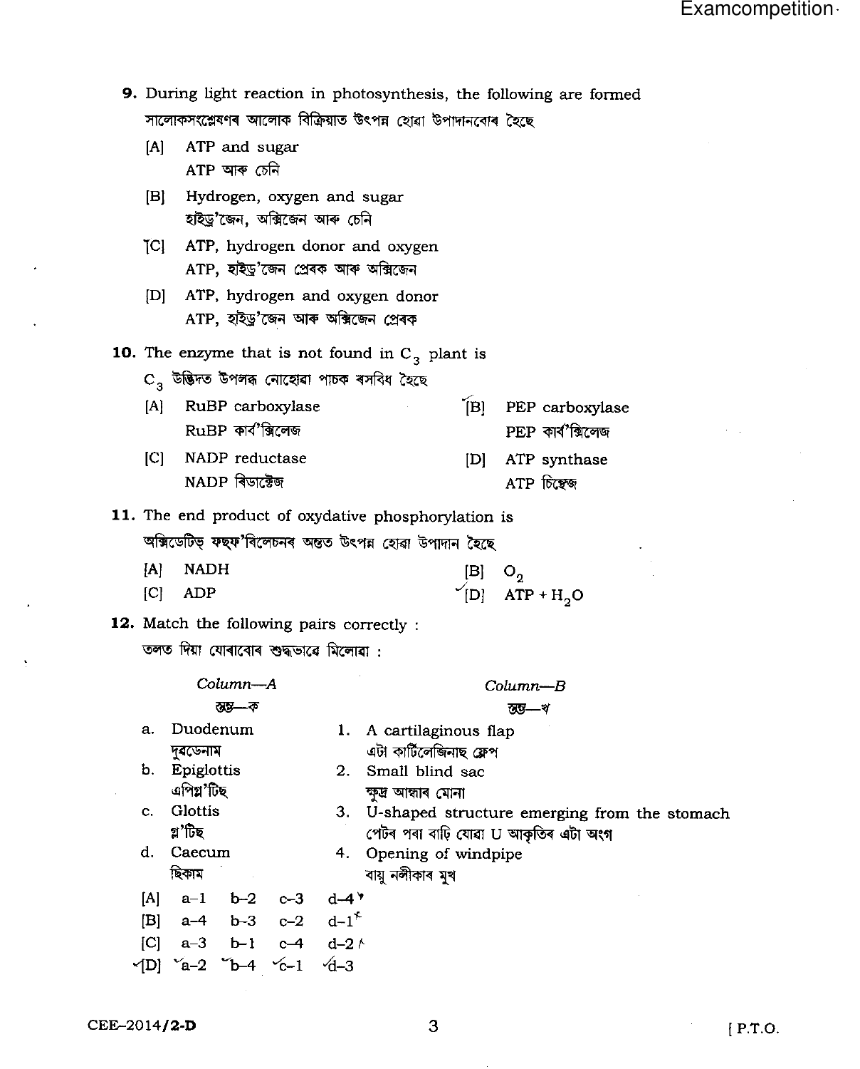**9.** During light reaction in photosynthesis, the following are formed

সালোকসংশ্লেষণৰ আলোক বিক্ৰিয়াত উৎপন্ন হোৱা উপাদানবোৰ হৈছে

[A] ATP and sugar
ATP আৰু চেনি

[B] Hydrogen, oxygen and sugar
হাইড্ৰ'জেন, অক্সিজেন আৰু চেনি

[C] ATP, hydrogen donor and oxygen
ATP, হাইড্ৰ'জেন প্ৰেৰক আৰু অক্সিজেন

[D] ATP, hydrogen and oxygen donor
ATP, হাইড্ৰ'জেন আৰু অক্সিজেন প্ৰেৰক

**10.** The enzyme that is not found in $C_3$ plant is

$C_3$ উদ্ভিদত উপলব্ধ নোহোৱা পাচক ৰসবিধ হৈছে

[A] RuBP carboxylase
RuBP কাৰ্ব'ক্সিলেজ

[B] PEP carboxylase
PEP কাৰ্ব'ক্সিলেজ

[C] NADP reductase
NADP ৰিডাক্টেজ

[D] ATP synthase
ATP চিন্থেজ

**11.** The end product of oxydative phosphorylation is

অক্সিডেটিভ্ ফছফ'ৰিলেচনৰ অন্তত উৎপন্ন হোৱা উপাদান হৈছে

[A] NADH

[B] $O_2$

[C] ADP

[D] ATP + $H_2O$

**12.** Match the following pairs correctly :

তলত দিয়া যোৰাবোৰ শুদ্ধভাৱে মিলোৱা :

| *Column—A* স্তম্ভ—ক | *Column—B* স্তম্ভ—খ |
|---|---|
| a. Duodenum ডুবডেনাম | 1. A cartilaginous flap এটা কাৰ্টিলেজিনাছ ফ্লেপ |
| b. Epiglottis এপিগ্ল'টিছ | 2. Small blind sac ক্ষুদ্ৰ আন্ধাৰ মোনা |
| c. Glottis গ্ল'টিছ | 3. U-shaped structure emerging from the stomach পেটৰ পৰা বাহি ওলোৱা U আকৃতিৰ এটা অংগ |
| d. Caecum ছিকাম | 4. Opening of windpipe বায়ু নলীকাৰ মুখ |

[A] a–1 b–2 c–3 d–4

[B] a–4 b–3 c–2 d–1

[C] a–3 b–1 c–4 d–2

[D] a–2 b–4 c–1 d–3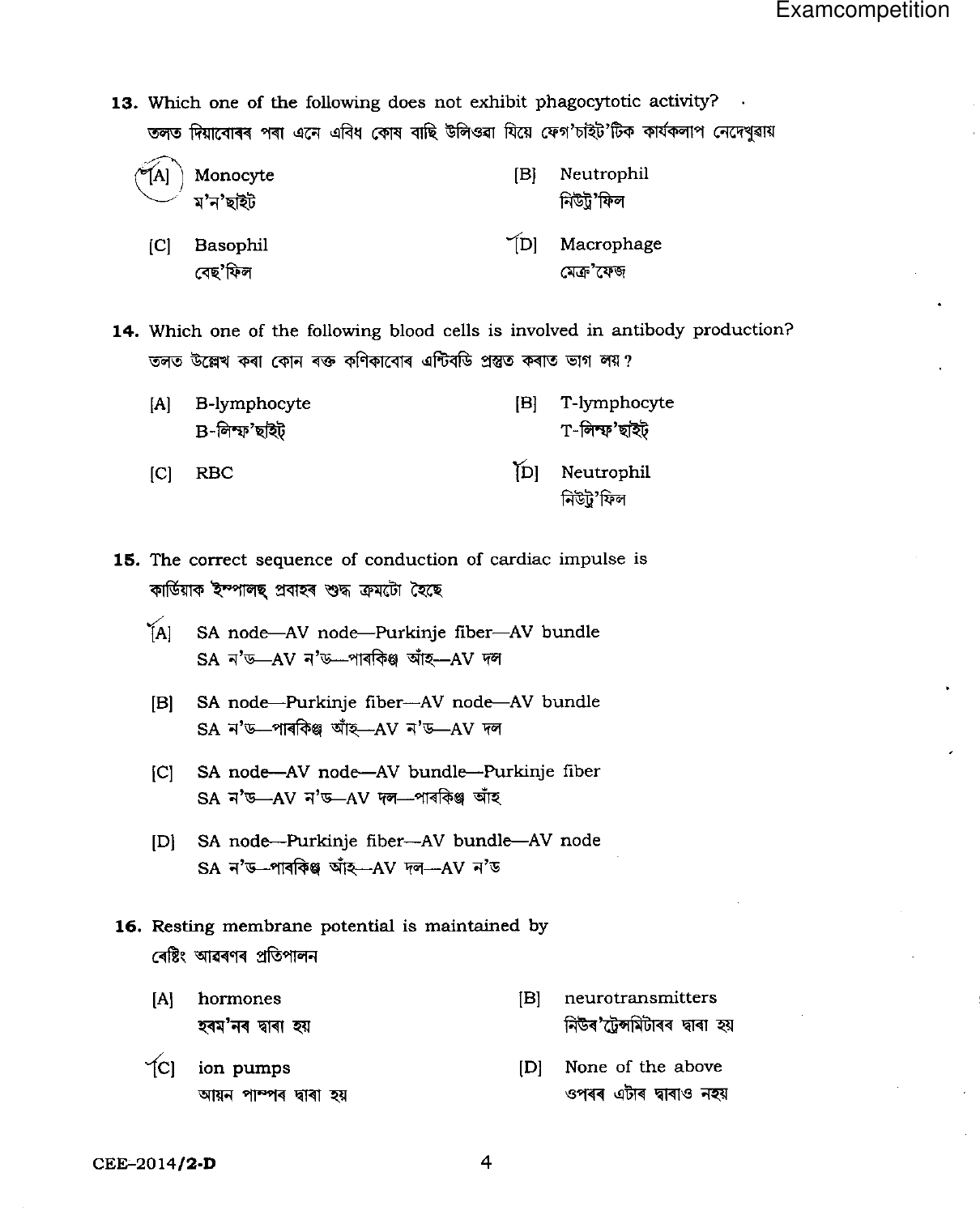**13.** Which one of the following does not exhibit phagocytotic activity?
তলত দিয়াবোৰৰ পৰা এনে এবিধ কোষ বাছি উলিওৱা যিয়ে ফেগ'চাইট'টিক কাৰ্যকলাপ নেদেখুৱায়

[A] Monocyte
ম'ন'ছাইট

[B] Neutrophil
নিউট্ৰ'ফিল

[C] Basophil
বেছ'ফিল

[D] Macrophage
মেক্ৰ'ফেজ

**14.** Which one of the following blood cells is involved in antibody production?
তলত উল্লেখ কৰা কোন ৰক্ত কণিকাবোৰ এন্টিবডি প্ৰস্তুত কৰাত ভাগ লয়?

[A] B-lymphocyte
B-লিম্ফ'ছাইট্

[B] T-lymphocyte
T-লিম্ফ'ছাইট্

[C] RBC

[D] Neutrophil
নিউট্ৰ'ফিল

**15.** The correct sequence of conduction of cardiac impulse is
কাৰ্ডিয়াক ইম্পালছ্ প্ৰবাহৰ শুদ্ধ ক্ৰমটো হৈছে

[A] SA node—AV node—Purkinje fiber—AV bundle
SA ন'ড—AV ন'ড—পাৰকিঞ্জ আঁহ—AV দল

[B] SA node—Purkinje fiber—AV node—AV bundle
SA ন'ড—পাৰকিঞ্জ আঁহ—AV ন'ড—AV দল

[C] SA node—AV node—AV bundle—Purkinje fiber
SA ন'ড—AV ন'ড—AV দল—পাৰকিঞ্জ আঁহ

[D] SA node—Purkinje fiber—AV bundle—AV node
SA ন'ড—পাৰকিঞ্জ আঁহ—AV দল—AV ন'ড

**16.** Resting membrane potential is maintained by
ৰেষ্টিং আৱৰণৰ প্ৰতিপালন

[A] hormones
হৰম'নৰ দ্বাৰা হয়

[B] neurotransmitters
নিউৰ'ট্ৰেন্সমিটাৰৰ দ্বাৰা হয়

[C] ion pumps
আয়ন পাম্পৰ দ্বাৰা হয়

[D] None of the above
ওপৰৰ এটাৰ দ্বাৰাও নহয়

CEE–2014/2-D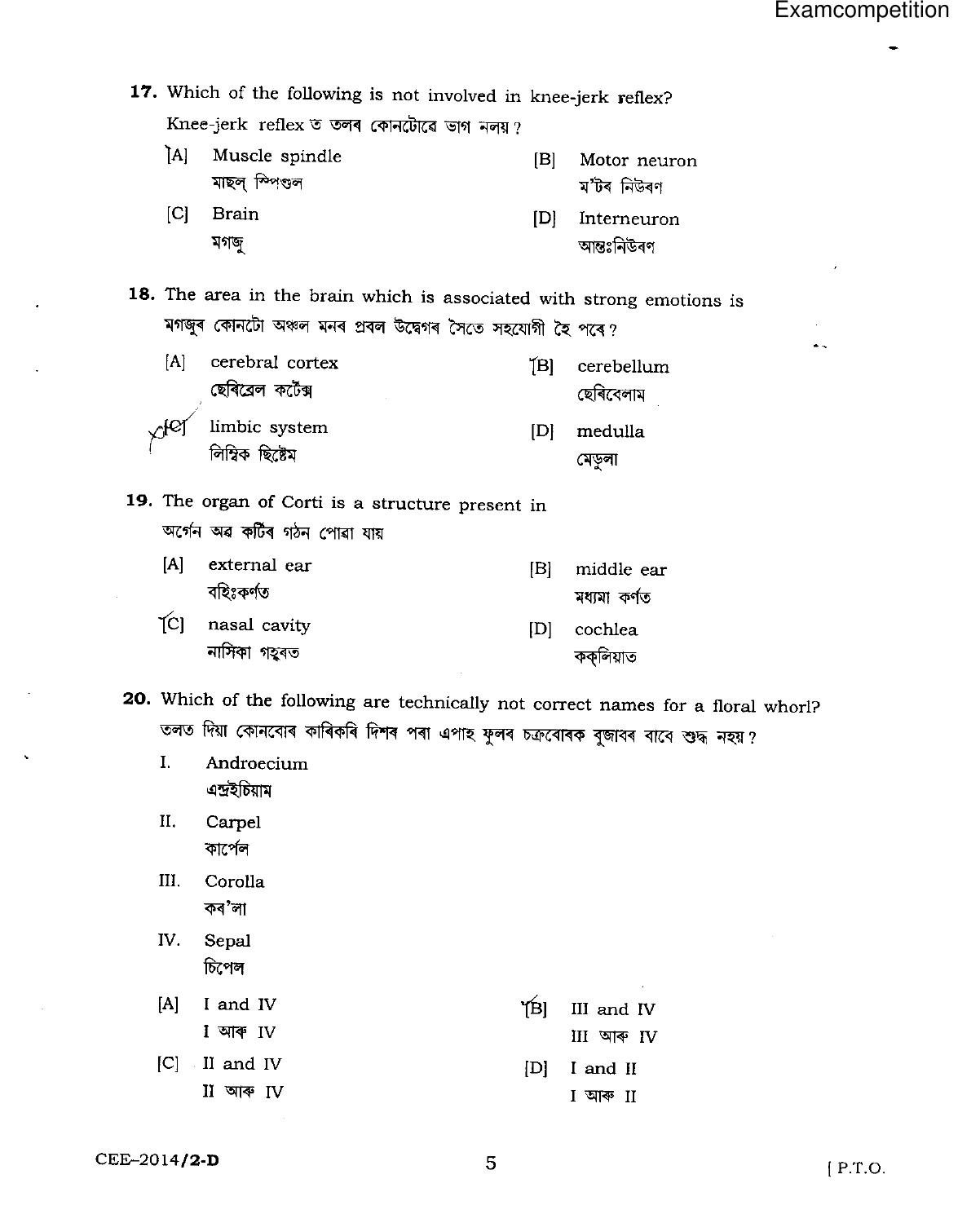**17.** Which of the following is not involved in knee-jerk reflex?
Knee-jerk reflex ত তলৰ কোনটোৱে ভাগ নলয় ?

[A] Muscle spindle
মাছল্ স্পিণ্ডল

[B] Motor neuron
ম'টৰ নিউৰণ

[C] Brain
মগজু

[D] Interneuron
আন্তঃনিউৰণ

**18.** The area in the brain which is associated with strong emotions is
মগজুৰ কোনটো অঞ্চল মনৰ প্ৰবল উদ্বেগৰ সৈতে সহযোগী হৈ পৰে ?

[A] cerebral cortex
ছেৰিব্ৰেল কৰ্টেক্স

[B] cerebellum
ছেৰিবেলাম

[C] limbic system
লিম্বিক ছিষ্টেম

[D] medulla
মেডুলা

**19.** The organ of Corti is a structure present in
অৰ্গেন অৱ কৰ্টিৰ গঠন পোৱা যায়

[A] external ear
বহিঃকৰ্ণত

[B] middle ear
মধ্যমা কৰ্ণত

[C] nasal cavity
নাসিকা গহ্বৰত

[D] cochlea
ককলিয়াত

**20.** Which of the following are technically not correct names for a floral whorl?
তলত দিয়া কোনবোৰ কাৰিকৰি দিশৰ পৰা এপাহ ফুলৰ চক্ৰবোৰক বুজাবৰ বাবে শুদ্ধ নহয় ?

I. Androecium
এন্ড্ৰইচিয়াম

II. Carpel
কাৰ্পেল

III. Corolla
কৰ'লা

IV. Sepal
চিপেল

[A] I and IV
I আৰু IV

[B] III and IV
III আৰু IV

[C] II and IV
II আৰু IV

[D] I and II
I আৰু II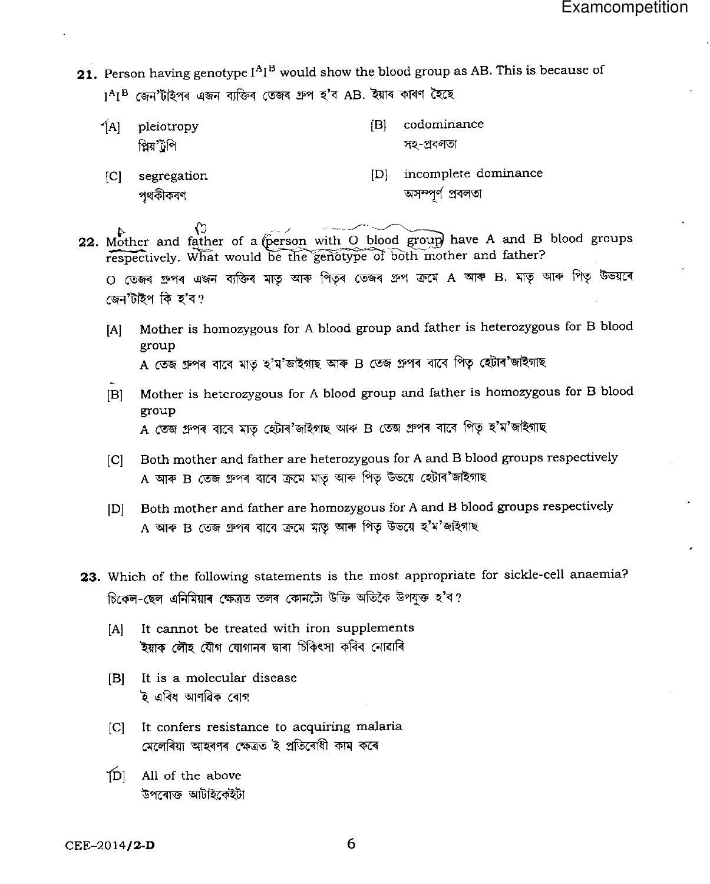**21.** Person having genotype $I^A I^B$ would show the blood group as AB. This is because of

$I^A I^B$ জেন'টাইপৰ এজন ব্যক্তিৰ তেজৰ গ্ৰুপ হ'ব AB. ইয়াৰ কাৰণ হৈছে

[A] pleiotropy
প্লিয়'ট্ৰপি

[B] codominance
সহ-প্ৰবলতা

[C] segregation
পৃথকীকৰণ

[D] incomplete dominance
অসম্পূৰ্ণ প্ৰবলতা

**22.** Mother and father of a person with O blood group have A and B blood groups respectively. What would be the genotype of both mother and father?

O তেজৰ গ্ৰুপৰ এজন ব্যক্তিৰ মাতৃ আৰু পিতৃৰ তেজৰ গ্ৰুপ ক্ৰমে A আৰু B. মাতৃ আৰু পিতৃ উভয়ৰে জেন'টাইপ কি হ'ব?

[A] Mother is homozygous for A blood group and father is heterozygous for B blood group
A তেজ গ্ৰুপৰ বাবে মাতৃ হ'ম'জাইগাছ আৰু B তেজ গ্ৰুপৰ বাবে পিতৃ হেটোৰ'জাইগাছ

[B] Mother is heterozygous for A blood group and father is homozygous for B blood group
A তেজ গ্ৰুপৰ বাবে মাতৃ হেটোৰ'জাইগাছ আৰু B তেজ গ্ৰুপৰ বাবে পিতৃ হ'ম'জাইগাছ

[C] Both mother and father are heterozygous for A and B blood groups respectively
A আৰু B তেজ গ্ৰুপৰ বাবে ক্ৰমে মাতৃ আৰু পিতৃ উভয়ে হেটোৰ'জাইগাছ

[D] Both mother and father are homozygous for A and B blood groups respectively
A আৰু B তেজ গ্ৰুপৰ বাবে ক্ৰমে মাতৃ আৰু পিতৃ উভয়ে হ'ম'জাইগাছ

**23.** Which of the following statements is the most appropriate for sickle-cell anaemia?

চিকেল-ছেল এনিমিয়াৰ ক্ষেত্ৰত তলৰ কোনটো উক্তি অতিকৈ উপযুক্ত হ'ব?

[A] It cannot be treated with iron supplements
ইয়াক লৌহ যৌগ যোগানৰ দ্বাৰা চিকিৎসা কৰিব নোৱাৰি

[B] It is a molecular disease
ই এবিধ আণৱিক ৰোগ

[C] It confers resistance to acquiring malaria
মেলেৰিয়া আহৰণৰ ক্ষেত্ৰত ই প্ৰতিৰোধী কাম কৰে

[D] All of the above
উপৰোক্ত আটাইকেইটা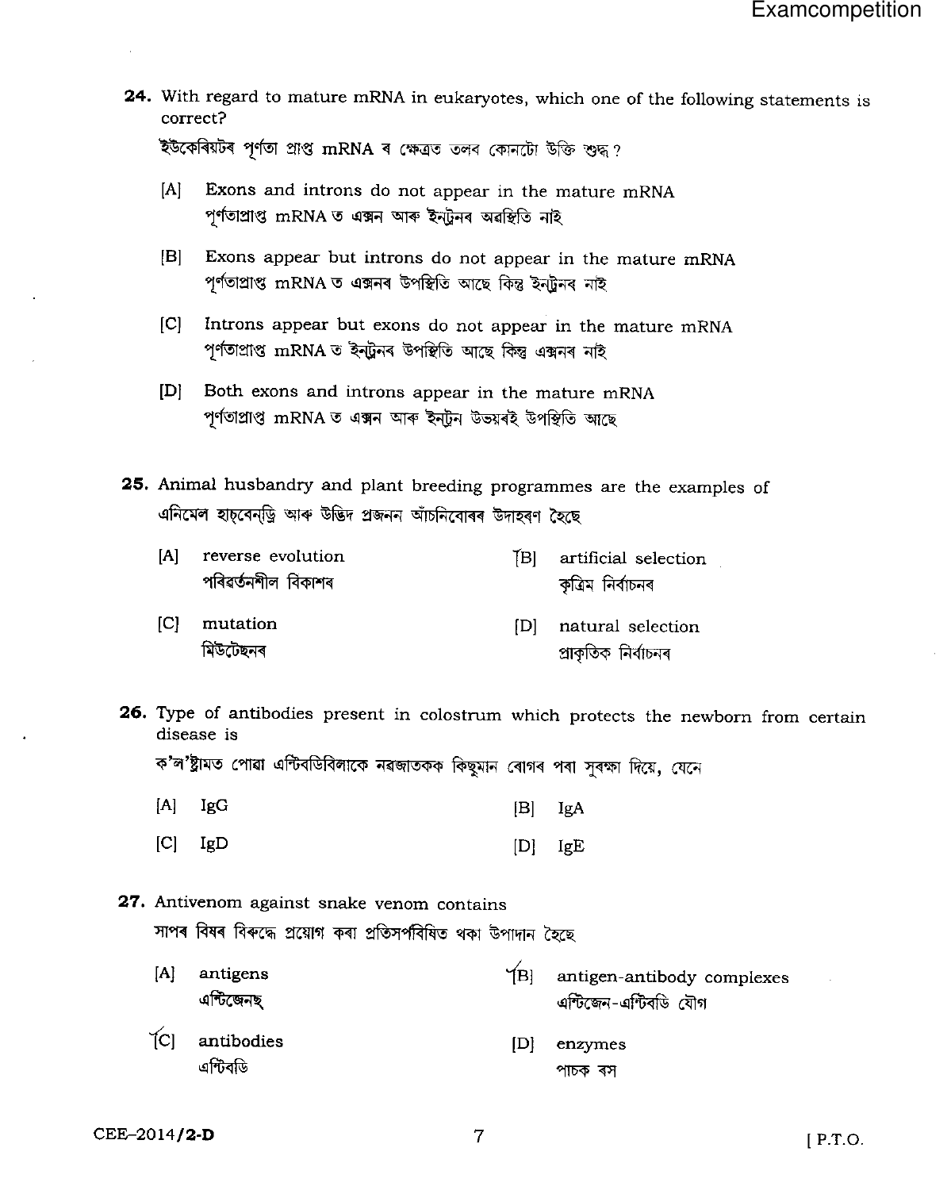**24.** With regard to mature mRNA in eukaryotes, which one of the following statements is correct?

ইউকেৰিয়টৰ পূৰ্ণতা প্ৰাপ্ত mRNA ৰ ক্ষেত্ৰত তলৰ কোনটো উক্তি শুদ্ধ ?

[A] Exons and introns do not appear in the mature mRNA
পূৰ্ণতাপ্ৰাপ্ত mRNA ত এক্সন আৰু ইন্‌ট্ৰনৰ অৱস্থিতি নাই

[B] Exons appear but introns do not appear in the mature mRNA
পূৰ্ণতাপ্ৰাপ্ত mRNA ত এক্সনৰ উপস্থিতি আছে কিন্তু ইন্‌ট্ৰনৰ নাই

[C] Introns appear but exons do not appear in the mature mRNA
পূৰ্ণতাপ্ৰাপ্ত mRNA ত ইন্‌ট্ৰনৰ উপস্থিতি আছে কিন্তু এক্সনৰ নাই

[D] Both exons and introns appear in the mature mRNA
পূৰ্ণতাপ্ৰাপ্ত mRNA ত এক্সন আৰু ইন্‌ট্ৰন উভয়ৰেই উপস্থিতি আছে

**25.** Animal husbandry and plant breeding programmes are the examples of

এনিমেল হাচ্‌বেন্‌ড্ৰি আৰু উদ্ভিদ প্ৰজনন আঁচনিবোৰৰ উদাহৰণ হৈছে

[A] reverse evolution
পৰিৱৰ্তনশীল বিকাশৰ

[B] artificial selection
কৃত্ৰিম নিৰ্বাচনৰ

[C] mutation
মিউটেছনৰ

[D] natural selection
প্ৰাকৃতিক নিৰ্বাচনৰ

**26.** Type of antibodies present in colostrum which protects the newborn from certain disease is

ক'ল'ষ্ট্ৰামত পোৱা এন্টিবডিবিলাকে নৱজাতকক কিছুমান ৰোগৰ পৰা সুৰক্ষা দিয়ে, যেনে

[A] IgG

[B] IgA

[C] IgD

[D] IgE

**27.** Antivenom against snake venom contains

সাপৰ বিষৰ বিৰুদ্ধে প্ৰয়োগ কৰা প্ৰতিসৰ্পবিষিত থকা উপাদান হৈছে

[A] antigens
এন্টিজেনছ্

[B] antigen-antibody complexes
এন্টিজেন-এন্টিবডি যৌগ

[C] antibodies
এন্টিবডি

[D] enzymes
পাচক ৰস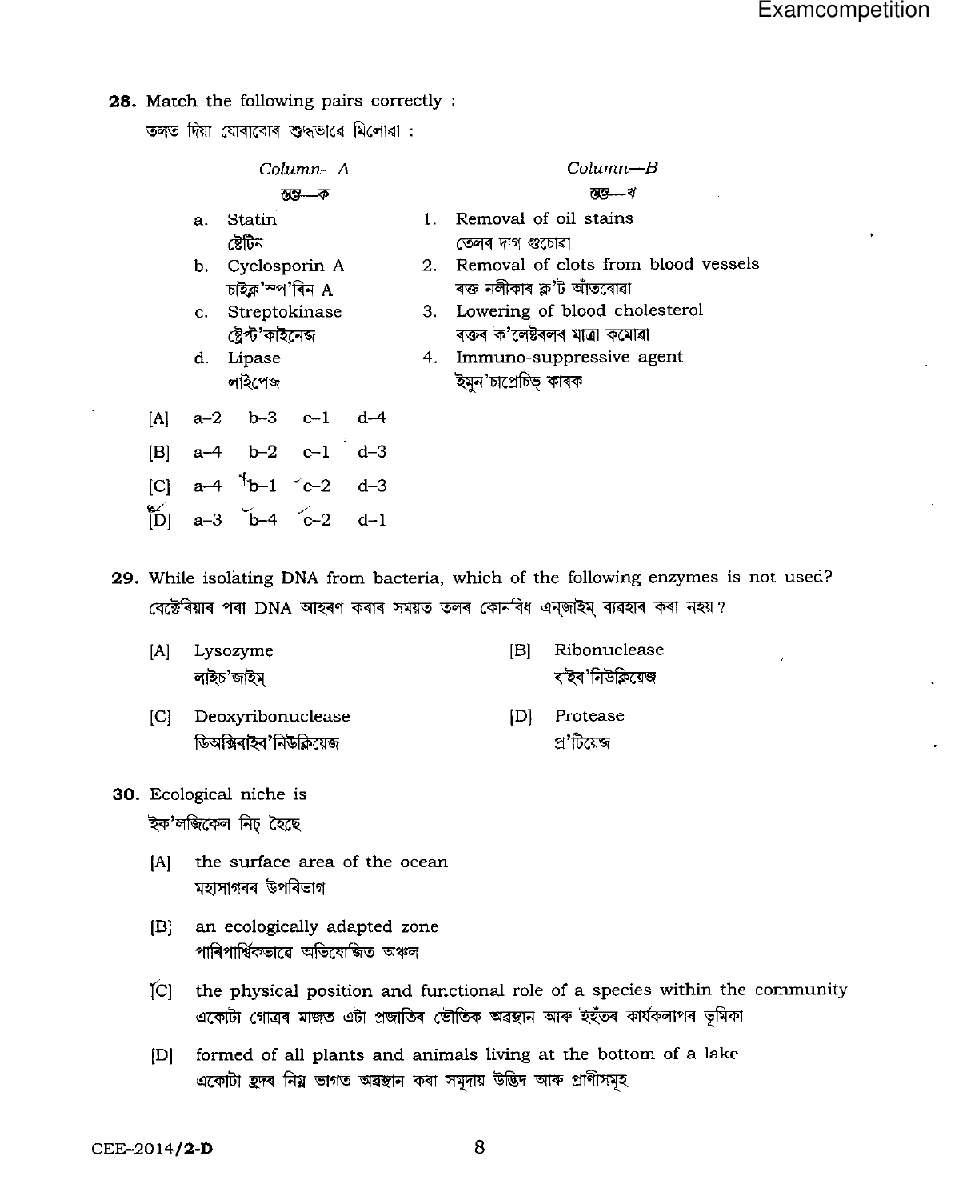**28.** Match the following pairs correctly :
তলত দিয়া যোৰাবোৰ শুদ্ধভাৱে মিলোৱা :

| *Column—A* স্তম্ভ—ক | *Column—B* স্তম্ভ—খ |
|---|---|
| a. Statin ষ্টেটিন | 1. Removal of oil stains তেলৰ দাগ গুচোৱা |
| b. Cyclosporin A চাইক্ল'স্প'ৰিন A | 2. Removal of clots from blood vessels ৰক্ত নলীকাৰ ক্ল'ট আঁতৰোৱা |
| c. Streptokinase ষ্ট্ৰেপ্ট'কাইনেজ | 3. Lowering of blood cholesterol ৰক্তৰ ক'লেষ্টৰলৰ মাত্ৰা কমোৱা |
| d. Lipase লাইপেজ | 4. Immuno-suppressive agent ইমুন'চাপ্ৰেচিভ্ কাৰক |

[A] a–2 b–3 c–1 d–4

[B] a–4 b–2 c–1 d–3

[C] a–4 b–1 c–2 d–3

[D] a–3 b–4 c–2 d–1

**29.** While isolating DNA from bacteria, which of the following enzymes is not used?
বেক্টেৰিয়াৰ পৰা DNA আহৰণ কৰাৰ সময়ত তলৰ কোনবিধ এন্‌জাইম্ ব্যৱহাৰ কৰা নহয়?

[A] Lysozyme
লাইচ'জাইম্

[B] Ribonuclease
ৰাইব'নিউক্লিয়েজ

[C] Deoxyribonuclease
ডিঅক্সিৰাইব'নিউক্লিয়েজ

[D] Protease
প্ৰ'টিয়েজ

**30.** Ecological niche is
ইক'লজিকেল নিচ্ হৈছে

[A] the surface area of the ocean
মহাসাগৰৰ উপৰিভাগ

[B] an ecologically adapted zone
পাৰিপাৰ্শ্বিকভাৱে অভিযোজিত অঞ্চল

[C] the physical position and functional role of a species within the community
একোটা গোত্ৰৰ মাজত এটা প্ৰজাতিৰ ভৌতিক অৱস্থান আৰু ইয়াৰ কাৰ্যকলাপৰ ভূমিকা

[D] formed of all plants and animals living at the bottom of a lake
একোটা হ্ৰদৰ নিম্ন ভাগত অৱস্থান কৰা সমুদায় উদ্ভিদ আৰু প্ৰাণীসমূহ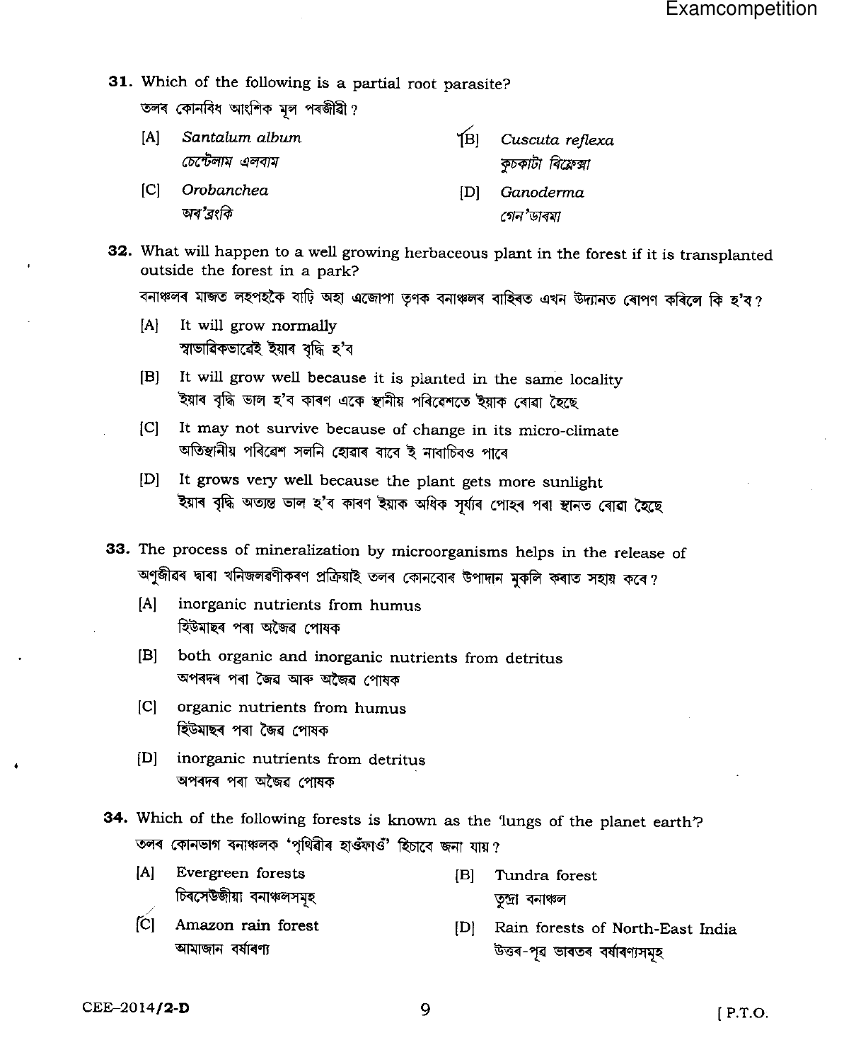**31.** Which of the following is a partial root parasite?

তলৰ কোনবিধ আংশিক মূল পৰজীৱী ?

[A] *Santalum album*
*চেন্টেলাম এলবাম*

[B] *Cuscuta reflexa*
*কুচকাটা ৰিফ্লেক্সা*

[C] *Orobanchea*
*অৰ'ৱংকি*

[D] *Ganoderma*
*গেন'ডাৰমা*

**32.** What will happen to a well growing herbaceous plant in the forest if it is transplanted outside the forest in a park?

বনাঞ্চলৰ মাজত লহপহকৈ বাঢ়ি অহা এজোপা তৃণক বনাঞ্চলৰ বাহিৰত এখন উদ্যানত ৰোপণ কৰিলে কি হ'ব ?

[A] It will grow normally
স্বাভাৱিকভাৱেই ইয়াৰ বৃদ্ধি হ'ব

[B] It will grow well because it is planted in the same locality
ইয়াৰ বৃদ্ধি ভাল হ'ব কাৰণ একে স্থানীয় পৰিৱেশতে ইয়াক ৰোৱা হৈছে

[C] It may not survive because of change in its micro-climate
অতিস্থানীয় পৰিৱেশ সলনি হোৱাৰ বাবে ই নাবাচিবও পাৰে

[D] It grows very well because the plant gets more sunlight
ইয়াৰ বৃদ্ধি অত্যন্ত ভাল হ'ব কাৰণ ইয়াক অধিক সূৰ্যৰ পোহৰ পৰা স্থানত ৰোৱা হৈছে

**33.** The process of mineralization by microorganisms helps in the release of

অণুজীৱৰ দ্বাৰা খনিজলৱণীকৰণ প্ৰক্ৰিয়াই তলৰ কোনবোৰ উপাদান মুকলি কৰাত সহায় কৰে ?

[A] inorganic nutrients from humus
হিউমাছৰ পৰা অজৈৱ পোষক

[B] both organic and inorganic nutrients from detritus
অপৰদৰ পৰা জৈৱ আৰু অজৈৱ পোষক

[C] organic nutrients from humus
হিউমাছৰ পৰা জৈৱ পোষক

[D] inorganic nutrients from detritus
অপৰদৰ পৰা অজৈৱ পোষক

**34.** Which of the following forests is known as the 'lungs of the planet earth'?

তলৰ কোনভাগ বনাঞ্চলক 'পৃথিৱীৰ হাওঁফাওঁ' হিচাবে জনা যায় ?

[A] Evergreen forests
চিৰসেউজীয়া বনাঞ্চলসমূহ

[B] Tundra forest
তুন্দ্ৰা বনাঞ্চল

[C] Amazon rain forest
আমাজান বৰ্ষাৰণ্য

[D] Rain forests of North-East India
উত্তৰ-পূব ভাৰতৰ বৰ্ষাৰণ্যসমূহ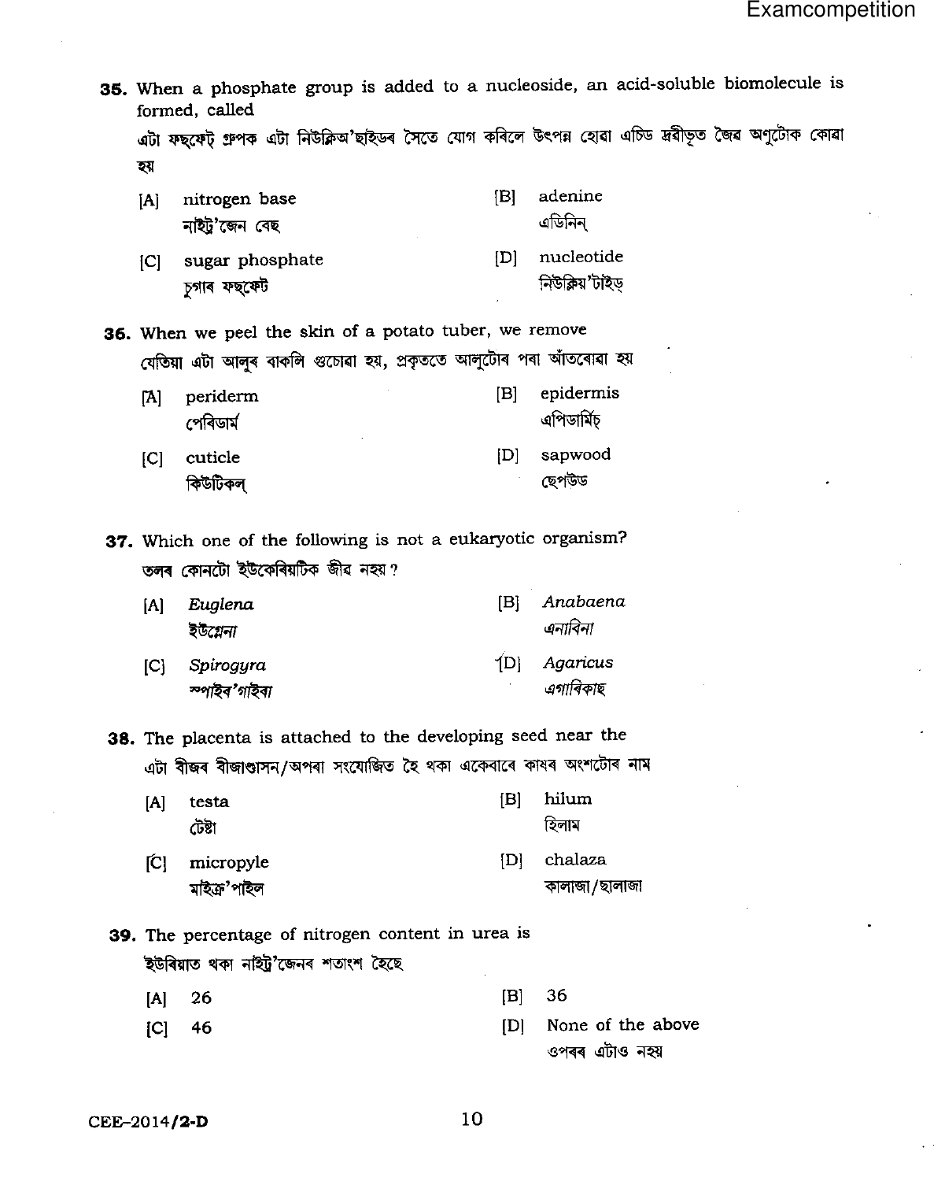**35.** When a phosphate group is added to a nucleoside, an acid-soluble biomolecule is formed, called

এটা ফছ্ফেট্ গ্রুপক এটা নিউক্লিঅ'ছাইডৰ সৈতে যোগ কৰিলে উৎপন্ন হোৱা এচিড দ্ৰবীভূত জৈৱ অণুটোক কোৱা হয়

[A] nitrogen base
নাইট্ৰ'জেন বেছ

[B] adenine
এডিনিন্

[C] sugar phosphate
চুগাৰ ফছ্ফেট

[D] nucleotide
নিউক্লিয়'টাইড্

**36.** When we peel the skin of a potato tuber, we remove

যেতিয়া এটা আলুৰ বাকলি গুচোৱা হয়, প্ৰকৃততে আলুটোৰ পৰা আঁতৰোৱা হয়

[A] periderm
পেৰিডাৰ্ম

[B] epidermis
এপিডাৰ্মিচ্

[C] cuticle
কিউটিকল্

[D] sapwood
ছেপউড

**37.** Which one of the following is not a eukaryotic organism?

তলৰ কোনটো ইউকেৰিয়টিক জীৱ নহয়?

[A] *Euglena*
*ইউগ্লেনা*

[B] *Anabaena*
*এনাবিনা*

[C] *Spirogyra*
*স্পাইৰ'গাইৰা*

[D] *Agaricus*
*এগাৰিকাছ*

**38.** The placenta is attached to the developing seed near the

এটা বীজৰ বীজাণ্ডাসন/অপৰা সংযোজিত হৈ থকা একেবাৰে কাষৰ অংশটোৰ নাম

[A] testa
টেষ্টা

[B] hilum
হিলাম

[C] micropyle
মাইক্ৰ'পাইল

[D] chalaza
কালাজা/ছালাজা

**39.** The percentage of nitrogen content in urea is

ইউৰিয়াত থকা নাইট্ৰ'জেনৰ শতাংশ হৈছে

[A] 26

[B] 36

[C] 46

[D] None of the above
ওপৰৰ এটাও নহয়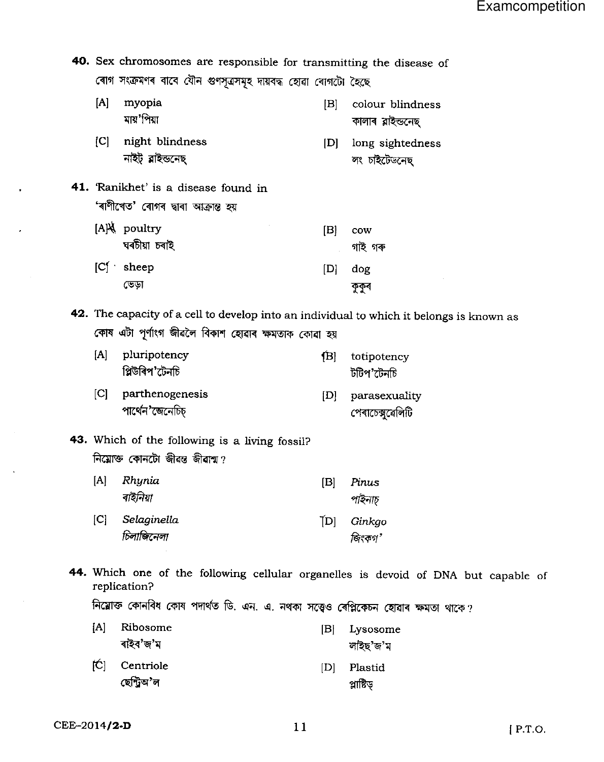**40.** Sex chromosomes are responsible for transmitting the disease of

ৰোগ সংক্ৰমণৰ বাবে যৌন গুণসূত্ৰসমূহ দায়বদ্ধ হোৱা ৰোগটো হৈছে

[A] myopia
মায়'পিয়া

[B] colour blindness
কালাৰ ব্লাইন্ডনেছ্

[C] night blindness
নাইট্ ব্লাইন্ডনেছ্

[D] long sightedness
লং চাইটেডনেছ্

**41.** 'Ranikhet' is a disease found in

'ৰাণীখেত' ৰোগৰ দ্বাৰা আক্ৰান্ত হয়

[A] poultry
ঘৰচীয়া চৰাই

[B] cow
গাই গৰু

[C] sheep
ভেড়া

[D] dog
কুকুৰ

**42.** The capacity of a cell to develop into an individual to which it belongs is known as

কোষ এটা পূৰ্ণাংগ জীৱলৈ বিকাশ হোৱাৰ ক্ষমতাক কোৱা হয়

[A] pluripotency
প্লিউৰিপ'টেনচি

[B] totipotency
টটিপ'টেনচি

[C] parthenogenesis
পাৰ্থেন'জেনেচিচ্

[D] parasexuality
পেৰাচেক্সুৱেলিটি

**43.** Which of the following is a living fossil?

নিম্নোক্ত কোনটো জীৱন্ত জীৱাশ্ম?

[A] *Rhynia*
*ৰাইনিয়া*

[B] *Pinus*
*পাইনাচ্*

[C] *Selaginella*
*চিলাজিনেলা*

[D] *Ginkgo*
*জিংকগ'*

**44.** Which one of the following cellular organelles is devoid of DNA but capable of replication?

নিম্নোক্ত কোনবিধ কোষ পদাৰ্থত ডি. এন. এ. নথকা সত্ত্বেও ৰেপ্লিকেচন হোৱাৰ ক্ষমতা থাকে?

[A] Ribosome
ৰাইব'জ'ম

[B] Lysosome
লাইছ'জ'ম

[C] Centriole
ছেণ্ট্ৰিঅ'ল

[D] Plastid
প্লাষ্টিড্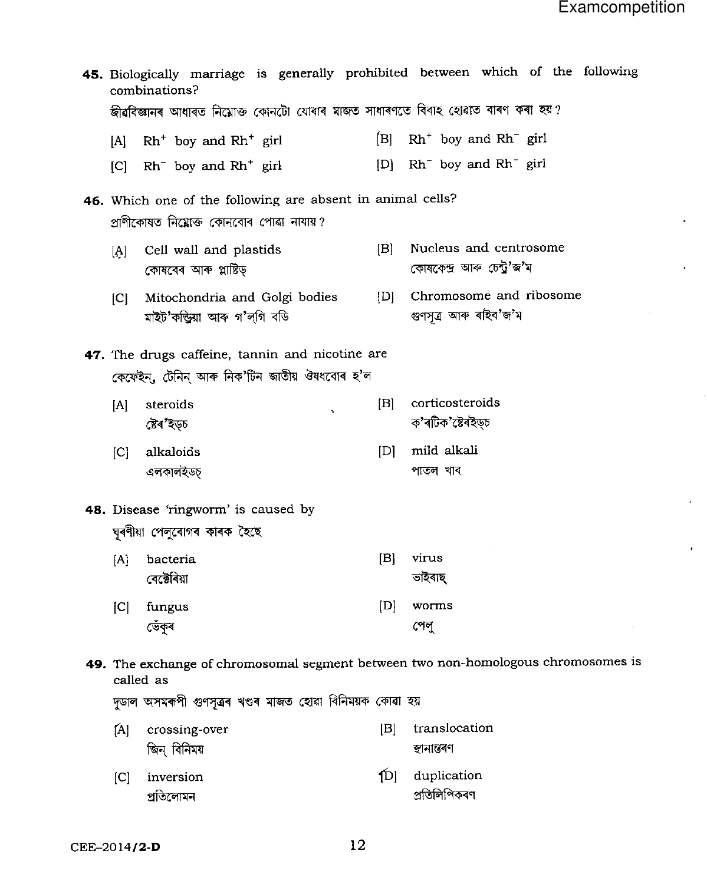45. Biologically marriage is generally prohibited between which of the following combinations?

জীৱবিজ্ঞানৰ আধাৰত নিম্নোক্ত কোনটো যোৰাৰ মাজত সাধাৰণতে বিবাহ হোৱাত বাৰণ কৰা হয়?

[A] $Rh^+$ boy and $Rh^+$ girl

[B] $Rh^+$ boy and $Rh^-$ girl

[C] $Rh^-$ boy and $Rh^+$ girl

[D] $Rh^-$ boy and $Rh^-$ girl

46. Which one of the following are absent in animal cells?

প্ৰাণীকোষত নিম্নোক্ত কোনবোৰ পোৱা নাযায়?

[A] Cell wall and plastids
কোষবেৰ আৰু প্লাষ্টিড্

[B] Nucleus and centrosome
কোষকেন্দ্ৰ আৰু চেন্ট্ৰ'জ'ম

[C] Mitochondria and Golgi bodies
মাইট'কন্ড্ৰিয়া আৰু গ'ল্‌গি বডি

[D] Chromosome and ribosome
গুণসূত্ৰ আৰু ৰাইব'জ'ম

47. The drugs caffeine, tannin and nicotine are

কেফেইন্, টেনিন্ আৰু নিক'টিন জাতীয় ঔষধবোৰ হ'ল

[A] steroids
ষ্টেৰ'ইড্‌চ

[B] corticosteroids
ক'ৰটিক'ষ্টেৰইড্‌চ

[C] alkaloids
এলকালইডচ্

[D] mild alkali
পাতল খাৰ

48. Disease 'ringworm' is caused by

ঘূৰণীয়া পেলুৰোগৰ কাৰক হৈছে

[A] bacteria
বেক্টেৰিয়া

[B] virus
ভাইৰাছ্

[C] fungus
ভেঁকুৰ

[D] worms
পেলু

49. The exchange of chromosomal segment between two non-homologous chromosomes is called as

দুডাল অসমৰূপী গুণসূত্ৰৰ খণ্ডৰ মাজত হোৱা বিনিময়ক কোৱা হয়

[A] crossing-over
জিন্ বিনিময়

[B] translocation
স্থানান্তৰণ

[C] inversion
প্ৰতিলোমন

[D] duplication
প্ৰতিলিপিকৰণ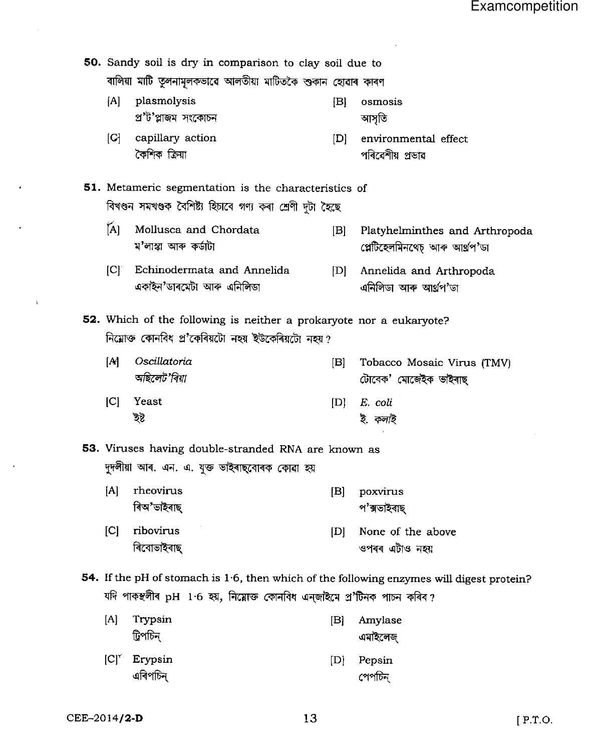**50.** Sandy soil is dry in comparison to clay soil due to
বালিয়া মাটি তুলনামূলকভাৱে আলতীয়া মাটিতকৈ শুকান হোৱাৰ কাৰণ

[A] plasmolysis
প্ৰ'ট'প্লাজম সংকোচন

[B] osmosis
আসৃতি

[C] capillary action
কৈশিক ক্ৰিয়া

[D] environmental effect
পৰিবেশীয় প্ৰভাৱ

**51.** Metameric segmentation is the characteristics of
বিখণ্ডন সমখণ্ডক বৈশিষ্ট্য হিচাবে গণ্য কৰা শ্ৰেণী দুটা হৈছে

[A] Mollusca and Chordata
ম'লাস্কা আৰু কৰ্ডাটা

[B] Platyhelminthes and Arthropoda
প্লেটিহেলমিনথেচ্ আৰু আৰ্থ্ৰ'প'ডা

[C] Echinodermata and Annelida
একাইন'ডাৰমেটা আৰু এনিলিডা

[D] Annelida and Arthropoda
এনিলিডা আৰু আৰ্থ্ৰপ'ডা

**52.** Which of the following is neither a prokaryote nor a eukaryote?
নিম্নোক্ত কোনবিধ প্ৰ'কেৰিয়টো নহয় ইউকেৰিয়টো নহয়?

[A] *Oscillatoria*
*অছিলেট'ৰিয়া*

[B] Tobacco Mosaic Virus (TMV)
টোবেক' মোজেইক ভাইৰাছ্

[C] Yeast
ইষ্ট

[D] *E. coli*
*ই. কলাই*

**53.** Viruses having double-stranded RNA are known as
দুদলীয়া আৰ. এন. এ. যুক্ত ভাইৰাছবোৰক কোৱা হয়

[A] rheovirus
ৰিঅ'ভাইৰাছ্

[B] poxvirus
প'ক্সভাইৰাছ্

[C] ribovirus
ৰিবোভাইৰাছ্

[D] None of the above
ওপৰৰ এটাও নহয়

**54.** If the pH of stomach is 1·6, then which of the following enzymes will digest protein?
যদি পাকস্থলীৰ pH 1·6 হয়, নিম্নোক্ত কোনবিধ এনজাইমে প্ৰ'টিনক পাচন কৰিব?

[A] Trypsin
ট্ৰিপচিন্

[B] Amylase
এমাইলেজ্

[C] Erypsin
এৰিপচিন্

[D] Pepsin
পেপচিন্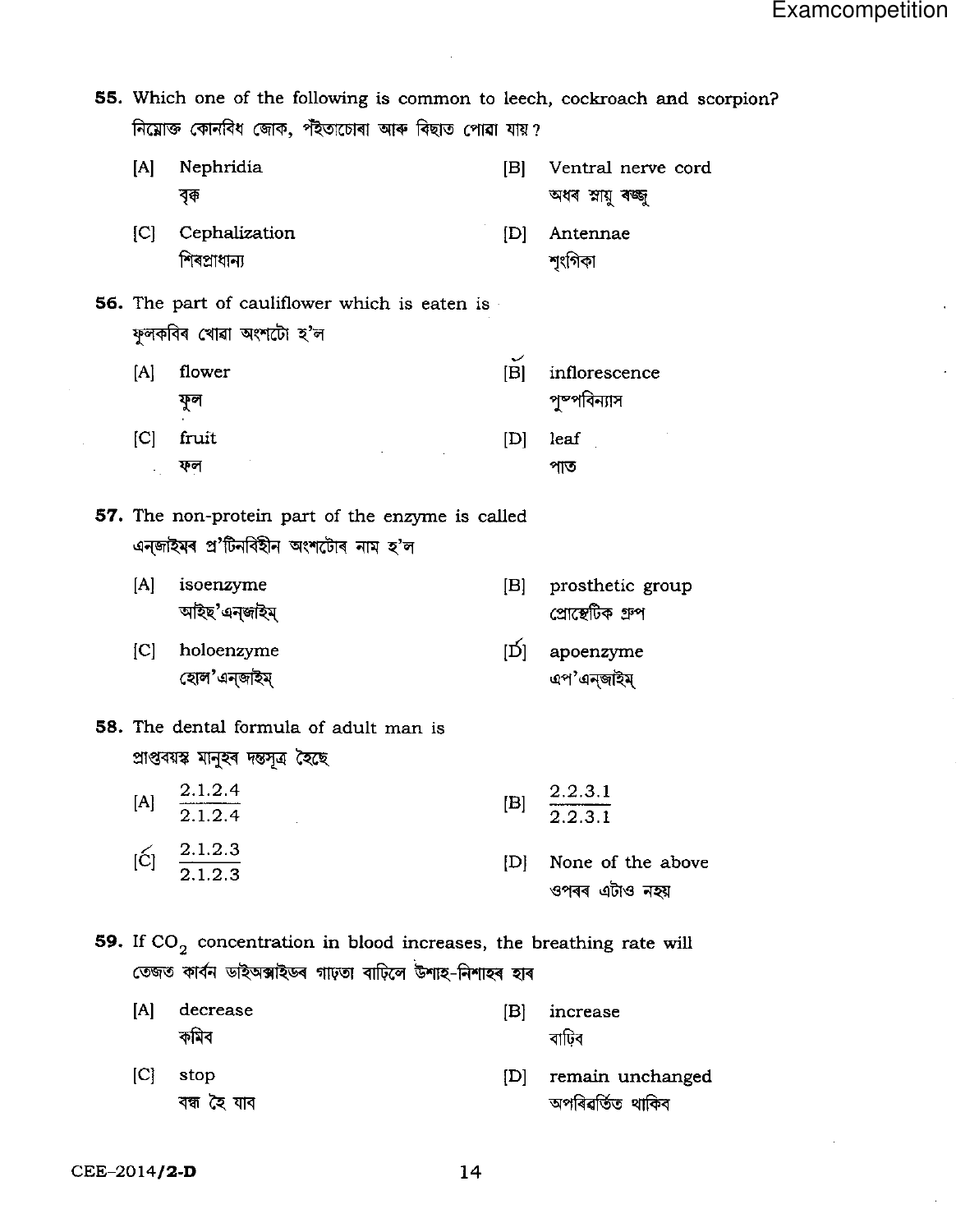**55.** Which one of the following is common to leech, cockroach and scorpion?
নিম্নোক্ত কোনবিধ জোক, পঁইতাচোৰা আৰু বিছাত পোৱা যায়?

[A] Nephridia
বৃক্ক

[B] Ventral nerve cord
অধৰ স্নায়ু ৰজ্জু

[C] Cephalization
শিৰপ্ৰাধান্য

[D] Antennae
শৃংগিকা

**56.** The part of cauliflower which is eaten is
ফুলকবিৰ খোৱা অংশটো হ'ল

[A] flower
ফুল

[B] inflorescence
পুষ্পবিন্যাস

[C] fruit
ফল

[D] leaf
পাত

**57.** The non-protein part of the enzyme is called
এন্‌জাইমৰ প্ৰ'টিনবিহীন অংশটোৰ নাম হ'ল

[A] isoenzyme
আইছ'এন্‌জাইম্

[B] prosthetic group
প্ৰোষ্টেটিক গ্ৰুপ

[C] holoenzyme
হোল'এন্‌জাইম্

[D] apoenzyme
এপ'এন্‌জাইম্

**58.** The dental formula of adult man is
প্ৰাপ্তবয়স্ক মানুহৰ দন্তসূত্ৰ হৈছে

[A] $\frac{2.1.2.4}{2.1.2.4}$

[B] $\frac{2.2.3.1}{2.2.3.1}$

[C] $\frac{2.1.2.3}{2.1.2.3}$

[D] None of the above
ওপৰৰ এটাও নহয়

**59.** If $CO_2$ concentration in blood increases, the breathing rate will
তেজত কাৰ্বন ডাইঅক্সাইডৰ গাঢ়তা বাঢ়িলে উশাহ-নিশাহৰ হাৰ

[A] decrease
কমিব

[B] increase
বাঢ়িব

[C] stop
বন্ধ হৈ যাব

[D] remain unchanged
অপৰিৱৰ্তিত থাকিব

CEE–2014/2-D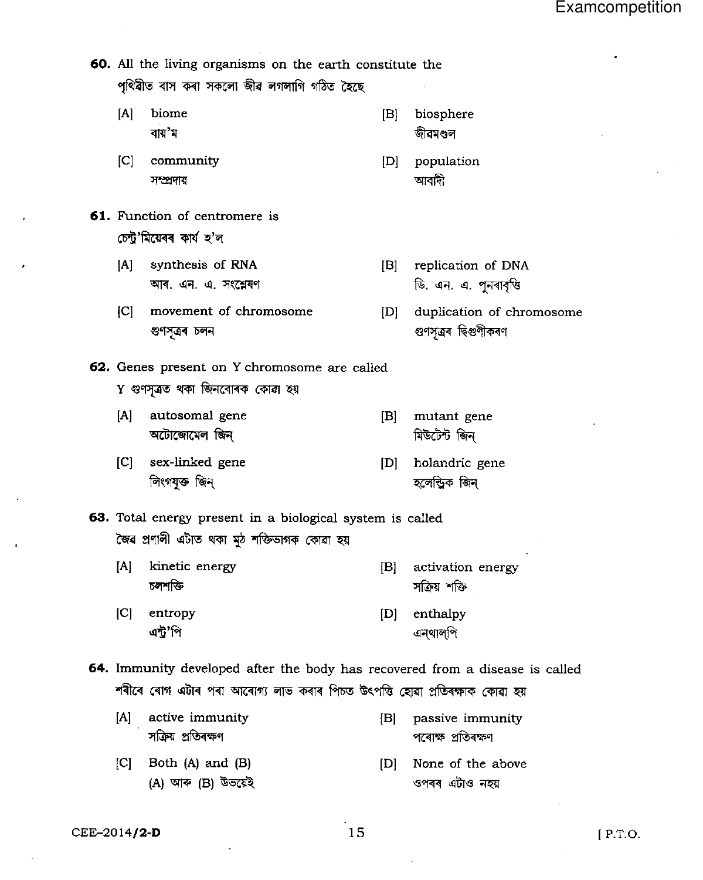**60.** All the living organisms on the earth constitute the
পৃথিৱীত বাস কৰা সকলো জীৱ লগলাগি গঠিত হৈছে

[A] biome
বায়'ম

[B] biosphere
জীৱমণ্ডল

[C] community
সম্প্ৰদায়

[D] population
আবাদী

**61.** Function of centromere is
চেন্ট্ৰ'মিয়েৰ কাৰ্য হ'ল

[A] synthesis of RNA
আৰ. এন. এ. সংশ্লেষণ

[B] replication of DNA
ডি. এন. এ. পুনৰাবৃত্তি

[C] movement of chromosome
গুণসূত্ৰৰ চলন

[D] duplication of chromosome
গুণসূত্ৰৰ দ্বিগুণীকৰণ

**62.** Genes present on Y chromosome are called
Y গুণসূত্ৰত থকা জিনবোৰক কোৱা হয়

[A] autosomal gene
অটোজোমেল জিন্

[B] mutant gene
মিউটেন্ট জিন্

[C] sex-linked gene
লিংগযুক্ত জিন্

[D] holandric gene
হলেন্ড্ৰিক জিন্

**63.** Total energy present in a biological system is called
জৈৱ প্ৰণালী এটাত থকা মুঠ শক্তিভাগক কোৱা হয়

[A] kinetic energy
চলশক্তি

[B] activation energy
সক্ৰিয় শক্তি

[C] entropy
এন্ট্ৰ'পি

[D] enthalpy
এনথাল্পি

**64.** Immunity developed after the body has recovered from a disease is called
শৰীৰে ৰোগ এটাৰ পৰা আৰোগ্য লাভ কৰাৰ পিচত উৎপত্তি হোৱা প্ৰতিৰক্ষাক কোৱা হয়

[A] active immunity
সক্ৰিয় প্ৰতিৰক্ষণ

[B] passive immunity
পৰোক্ষ প্ৰতিৰক্ষণ

[C] Both (A) and (B)
(A) আৰু (B) উভয়েই

[D] None of the above
ওপৰৰ এটাও নহয়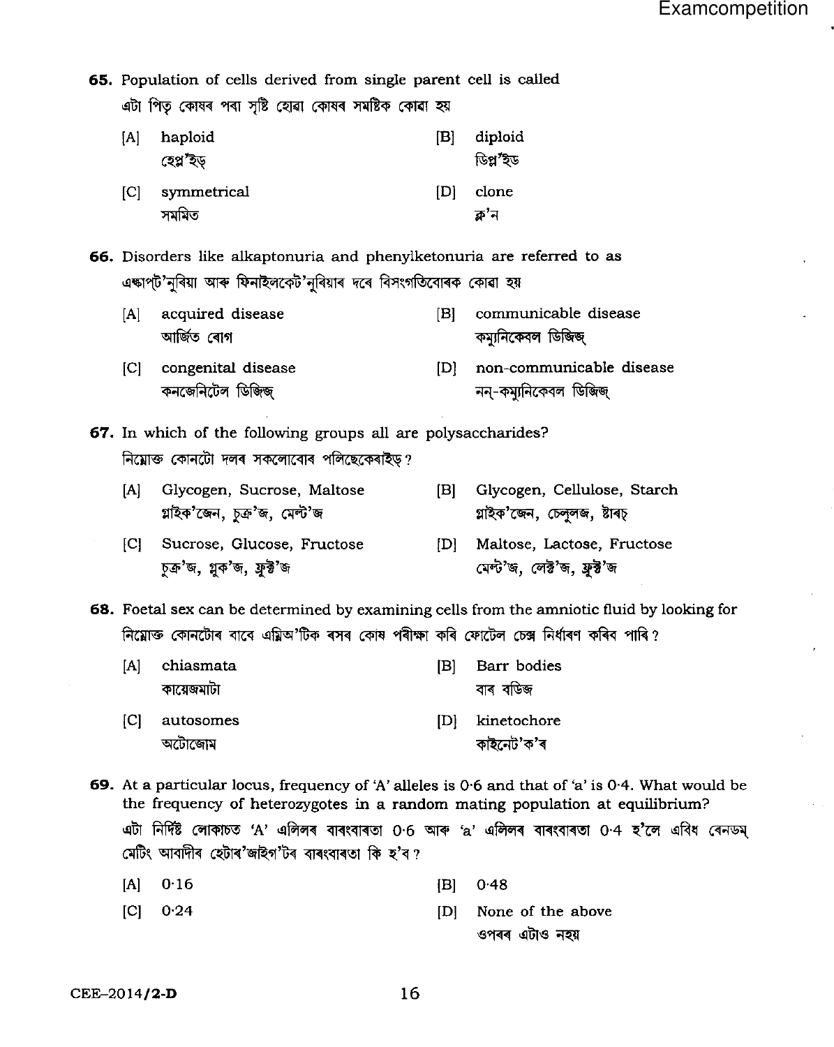**65.** Population of cells derived from single parent cell is called

এটা পিতৃ কোষৰ পৰা সৃষ্টি হোৱা কোষৰ সমষ্টিক কোৱা হয়

[A] haploid
হেপ্ল'ইড্

[B] diploid
ডিপ্ল'ইড

[C] symmetrical
সমমিত

[D] clone
ক্ল'ন

**66.** Disorders like alkaptonuria and phenylketonuria are referred to as

এল্কাপ্ট'নুৰিয়া আৰু ফিনাইলকেট'নুৰিয়াৰ দৰে বিসংগতিবোৰক কোৱা হয়

[A] acquired disease
আৰ্জিত ৰোগ

[B] communicable disease
কম্যুনিকেবল ডিজিজ্

[C] congenital disease
কনজেনিটেল ডিজিজ্

[D] non-communicable disease
নন্-কম্যুনিকেবল ডিজিজ্

**67.** In which of the following groups all are polysaccharides?

নিম্নোক্ত কোনটো দলৰ সকলোবোৰ পলিছেকেৰাইড্?

[A] Glycogen, Sucrose, Maltose
গ্লাইক'জেন, চুক্ৰ'জ, মেল্ট'জ

[B] Glycogen, Cellulose, Starch
গ্লাইক'জেন, চেলুলজ, ষ্টাৰ্চ্

[C] Sucrose, Glucose, Fructose
চুক্ৰ'জ, গ্লুক'জ, ফ্ৰুক্ট'জ

[D] Maltose, Lactose, Fructose
মেল্ট'জ, লেক্ট'জ, ফ্ৰুক্ট'জ

**68.** Foetal sex can be determined by examining cells from the amniotic fluid by looking for

নিম্নোক্ত কোনটোৰ বাবে এম্নিঅ'টিক ৰসৰ কোষ পৰীক্ষা কৰি ফেটেল চেক্স নিৰ্ধাৰণ কৰিব পাৰি?

[A] chiasmata
কায়েজমাটা

[B] Barr bodies
বাৰ বডিজ

[C] autosomes
অটোজোম

[D] kinetochore
কাইনেট'ক'ৰ

**69.** At a particular locus, frequency of 'A' alleles is 0·6 and that of 'a' is 0·4. What would be the frequency of heterozygotes in a random mating population at equilibrium?

এটা নিৰ্দিষ্ট লোকাচত 'A' এলিলৰ বাৰংবাৰতা 0·6 আৰু 'a' এলিলৰ বাৰংবাৰতা 0·4 হ'লে এবিধ ৰেনডম্ মেটিং আবাদীৰ হেটোৰ'জাইগ'টৰ বাৰংবাৰতা কি হ'ব?

[A] 0·16

[B] 0·48

[C] 0·24

[D] None of the above
ওপৰৰ এটাও নহয়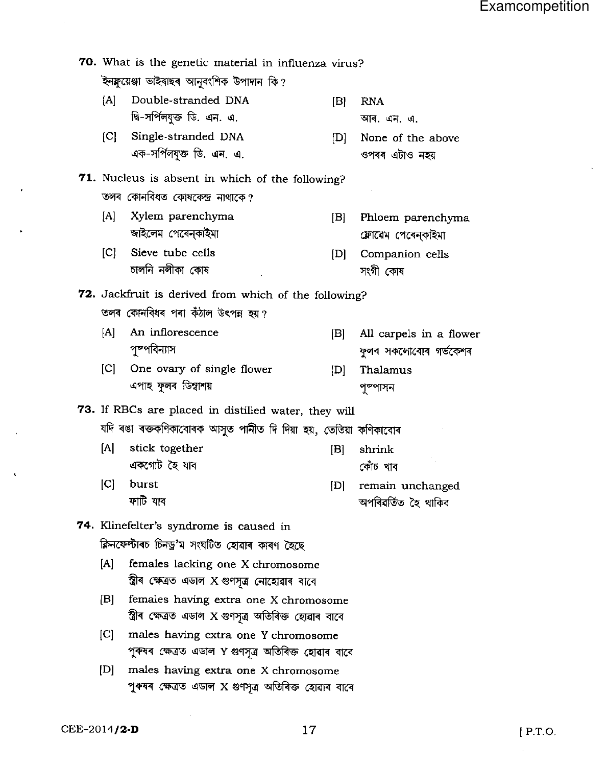**70.** What is the genetic material in influenza virus?
ইনফ্লুয়েঞ্জা ভাইৰাছৰ আনুবংশিক উপাদান কি?

[A] Double-stranded DNA
দ্বি-সৰ্পিলযুক্ত ডি. এন. এ.

[B] RNA
আৰ. এন. এ.

[C] Single-stranded DNA
এক-সৰ্পিলযুক্ত ডি. এন. এ.

[D] None of the above
ওপৰৰ এটাও নহয়

**71.** Nucleus is absent in which of the following?
তলৰ কোনবিধত কোষকেন্দ্ৰ নাথাকে?

[A] Xylem parenchyma
জাইলেম পেৰেন্‌কাইমা

[B] Phloem parenchyma
ফ্লোয়েম পেৰেন্‌কাইমা

[C] Sieve tube cells
চালনি নলীকা কোষ

[D] Companion cells
সংগী কোষ

**72.** Jackfruit is derived from which of the following?
তলৰ কোনবিধৰ পৰা কঁঠাল উৎপন্ন হয়?

[A] An inflorescence
পুষ্পবিন্যাস

[B] All carpels in a flower
ফুলৰ সকলোবোৰ গৰ্ভকেশৰ

[C] One ovary of single flower
এপাহ ফুলৰ ডিম্বাশয়

[D] Thalamus
পুষ্পাসন

**73.** If RBCs are placed in distilled water, they will
যদি ৰঙা ৰক্তকণিকাবোৰক আসুত পানীত দি দিয়া হয়, তেতিয়া কণিকাবোৰ

[A] stick together
একগোট হৈ যাব

[B] shrink
কোঁচ খাব

[C] burst
ফাটি যাব

[D] remain unchanged
অপৰিৱৰ্তিত হৈ থাকিব

**74.** Klinefelter's syndrome is caused in
ক্লিনফেল্টাৰচ চিনড্ৰ'ম সংঘটিত হোৱাৰ কাৰণ হৈছে

[A] females lacking one X chromosome
স্ত্ৰীৰ ক্ষেত্ৰত এডাল X গুণসূত্ৰ নোহোৱাৰ বাবে

[B] females having extra one X chromosome
স্ত্ৰীৰ ক্ষেত্ৰত এডাল X গুণসূত্ৰ অতিৰিক্ত হোৱাৰ বাবে

[C] males having extra one Y chromosome
পুৰুষৰ ক্ষেত্ৰত এডাল Y গুণসূত্ৰ অতিৰিক্ত হোৱাৰ বাবে

[D] males having extra one X chromosome
পুৰুষৰ ক্ষেত্ৰত এডাল X গুণসূত্ৰ অতিৰিক্ত হোৱাৰ বাবে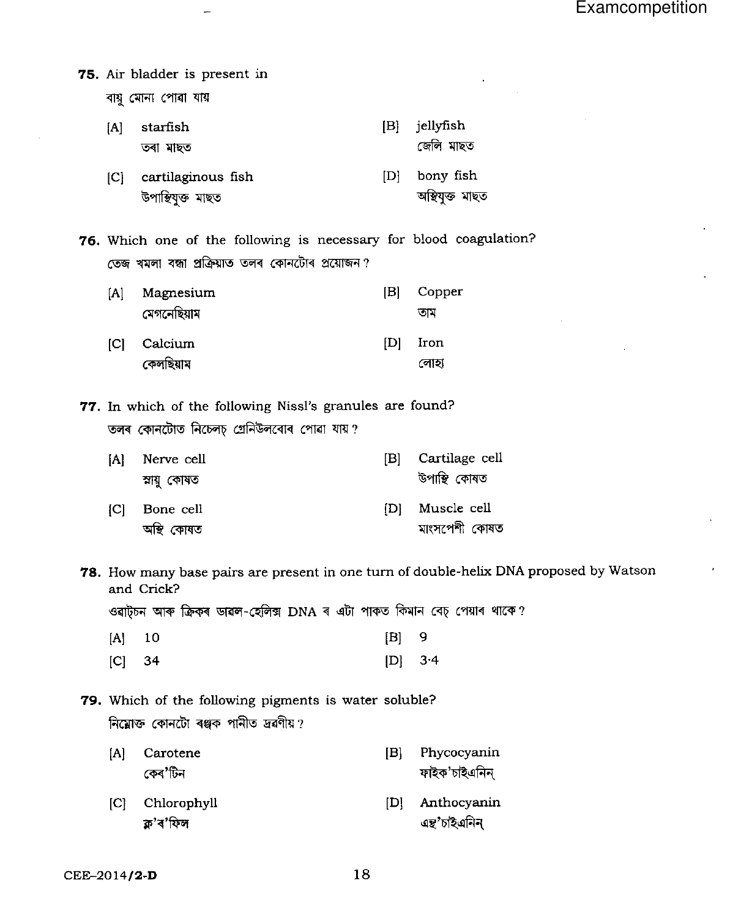**75.** Air bladder is present in

বায়ু মোনা পোৱা যায়

[A] starfish
তৰা মাছত

[B] jellyfish
জেলি মাছত

[C] cartilaginous fish
উপাস্থিযুক্ত মাছত

[D] bony fish
অস্থিযুক্ত মাছত

**76.** Which one of the following is necessary for blood coagulation?

তেজ খমলা বন্ধা প্ৰক্ৰিয়াত তলৰ কোনটোৰ প্ৰয়োজন?

[A] Magnesium
মেগনেছিয়াম

[B] Copper
তাম

[C] Calcium
কেলছিয়াম

[D] Iron
লোহা

**77.** In which of the following Nissl's granules are found?

তলৰ কোনটোত নিচেলচ্ গ্ৰেনিউলবোৰ পোৱা যায়?

[A] Nerve cell
স্নায়ু কোষত

[B] Cartilage cell
উপাস্থি কোষত

[C] Bone cell
অস্থি কোষত

[D] Muscle cell
মাংসপেশী কোষত

**78.** How many base pairs are present in one turn of double-helix DNA proposed by Watson and Crick?

ৱাট্‌চন আৰু ক্ৰিকৰ ডাবল-হেলিক্স DNA ৰ এটা পাকত কিমান বেচ্ পেয়াৰ থাকে?

[A] 10

[B] 9

[C] 34

[D] 3·4

**79.** Which of the following pigments is water soluble?

নিম্নোক্ত কোনটো ৰঞ্জক পানীত দ্ৰৱণীয়?

[A] Carotene
কেৰ'টিন

[B] Phycocyanin
ফাইক'চাইএনিন্

[C] Chlorophyll
ক্ল'ৰ'ফিল

[D] Anthocyanin
এন্থ'চাইএনিন্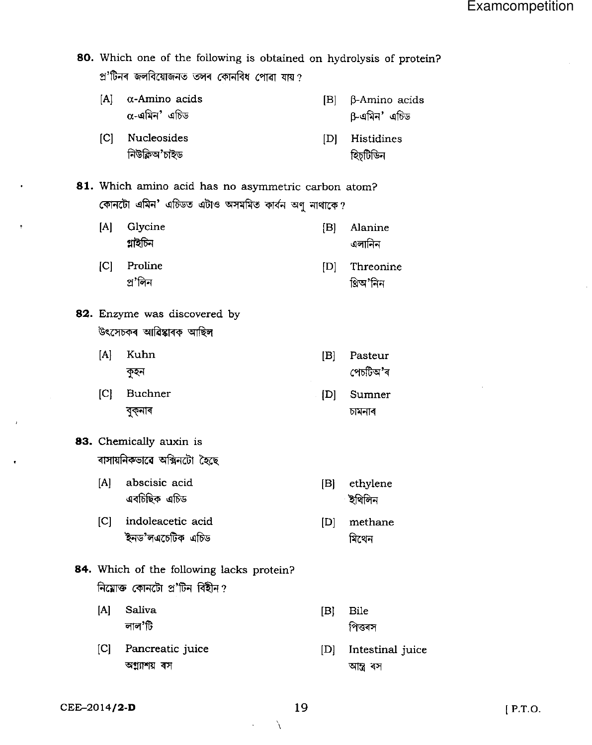**80.** Which one of the following is obtained on hydrolysis of protein?
প্ৰ'টিনৰ জলবিয়োজনত তলৰ কোনবিধ পোৱা যায়?

[A] α-Amino acids
α-এমিন' এচিড

[B] β-Amino acids
β-এমিন' এচিড

[C] Nucleosides
নিউক্লিঅ'চাইড

[D] Histidines
হিষ্টিডিন

**81.** Which amino acid has no asymmetric carbon atom?
কোনটো এমিন' এচিডত এটাও অসমমিত কাৰ্বন অণু নাথাকে?

[A] Glycine
গ্লাইচিন

[B] Alanine
এলানিন

[C] Proline
প্ৰ'লিন

[D] Threonine
থ্ৰিঅ'নিন

**82.** Enzyme was discovered by
উৎসেচকৰ আবিষ্কাৰক আছিল

[A] Kuhn
কুহন

[B] Pasteur
পেচটিঅ'ৰ

[C] Buchner
বুক্‌নাৰ

[D] Sumner
চামনাৰ

**83.** Chemically auxin is
ৰাসায়নিকভাৱে অক্সিনটো হৈছে

[A] abscisic acid
এবচিছিক এচিড

[B] ethylene
ইথিলিন

[C] indoleacetic acid
ইনড'লএচেটিক এচিড

[D] methane
মিথেন

**84.** Which of the following lacks protein?
নিম্নোক্ত কোনটো প্ৰ'টিন বিহীন?

[A] Saliva
লাল'টি

[B] Bile
পিত্তৰস

[C] Pancreatic juice
অগ্ন্যাশয় ৰস

[D] Intestinal juice
আন্ত্ৰ ৰস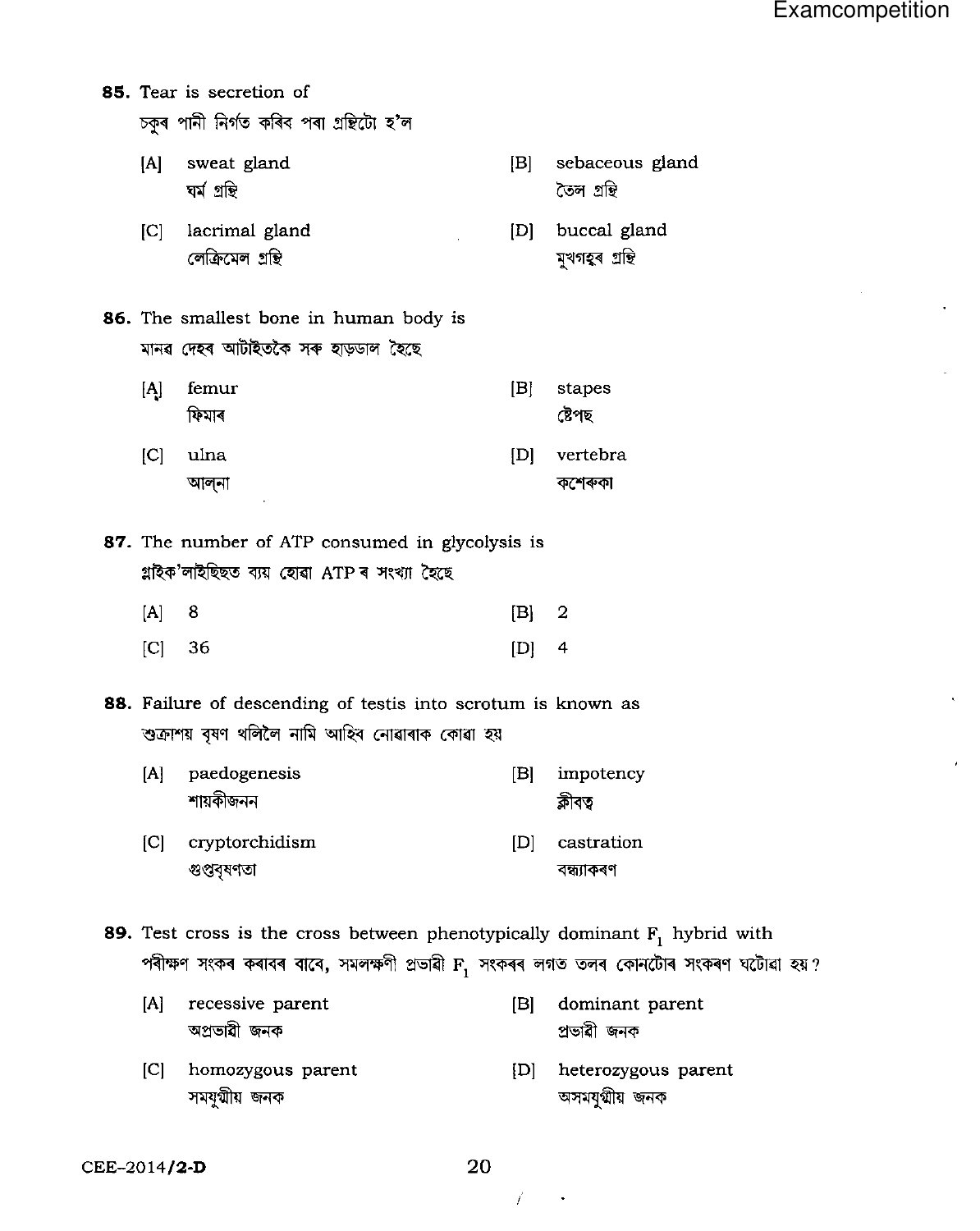**85.** Tear is secretion of
চকুৰ পানী নিৰ্গত কৰিব পৰা গ্ৰন্থিটো হ'ল

[A] sweat gland
ঘৰ্ম গ্ৰন্থি

[B] sebaceous gland
তৈল গ্ৰন্থি

[C] lacrimal gland
লেক্ৰিমেল গ্ৰন্থি

[D] buccal gland
মুখগহ্বৰ গ্ৰন্থি

**86.** The smallest bone in human body is
মানৱ দেহৰ আটাইতকৈ সৰু হাড়ডাল হৈছে

[A] femur
ফিমাৰ

[B] stapes
ষ্টেপছ

[C] ulna
আল্‌না

[D] vertebra
কশেৰুকা

**87.** The number of ATP consumed in glycolysis is
গ্লাইক'লাইছিছত ব্যয় হোৱা ATP ৰ সংখ্যা হৈছে

[A] 8

[B] 2

[C] 36

[D] 4

**88.** Failure of descending of testis into scrotum is known as
শুক্ৰাশয় বৃষণ থলিলৈ নামি আহিব নোৱাৰাক কোৱা হয়

[A] paedogenesis
শায়কীজনন

[B] impotency
ক্লীবত্ব

[C] cryptorchidism
গুপ্তবৃষণতা

[D] castration
বন্ধ্যাকৰণ

**89.** Test cross is the cross between phenotypically dominant $F_1$ hybrid with
পৰীক্ষণ সংকৰ কৰাবৰ বাবে, সমলক্ষণী প্ৰভাৱী $F_1$ সংকৰৰ লগত তলৰ কোনটোৰ সংকৰণ ঘটোৱা হয়?

[A] recessive parent
অপ্ৰভাৱী জনক

[B] dominant parent
প্ৰভাৱী জনক

[C] homozygous parent
সমযুগ্মীয় জনক

[D] heterozygous parent
অসমযুগ্মীয় জনক

CEE–2014/2-D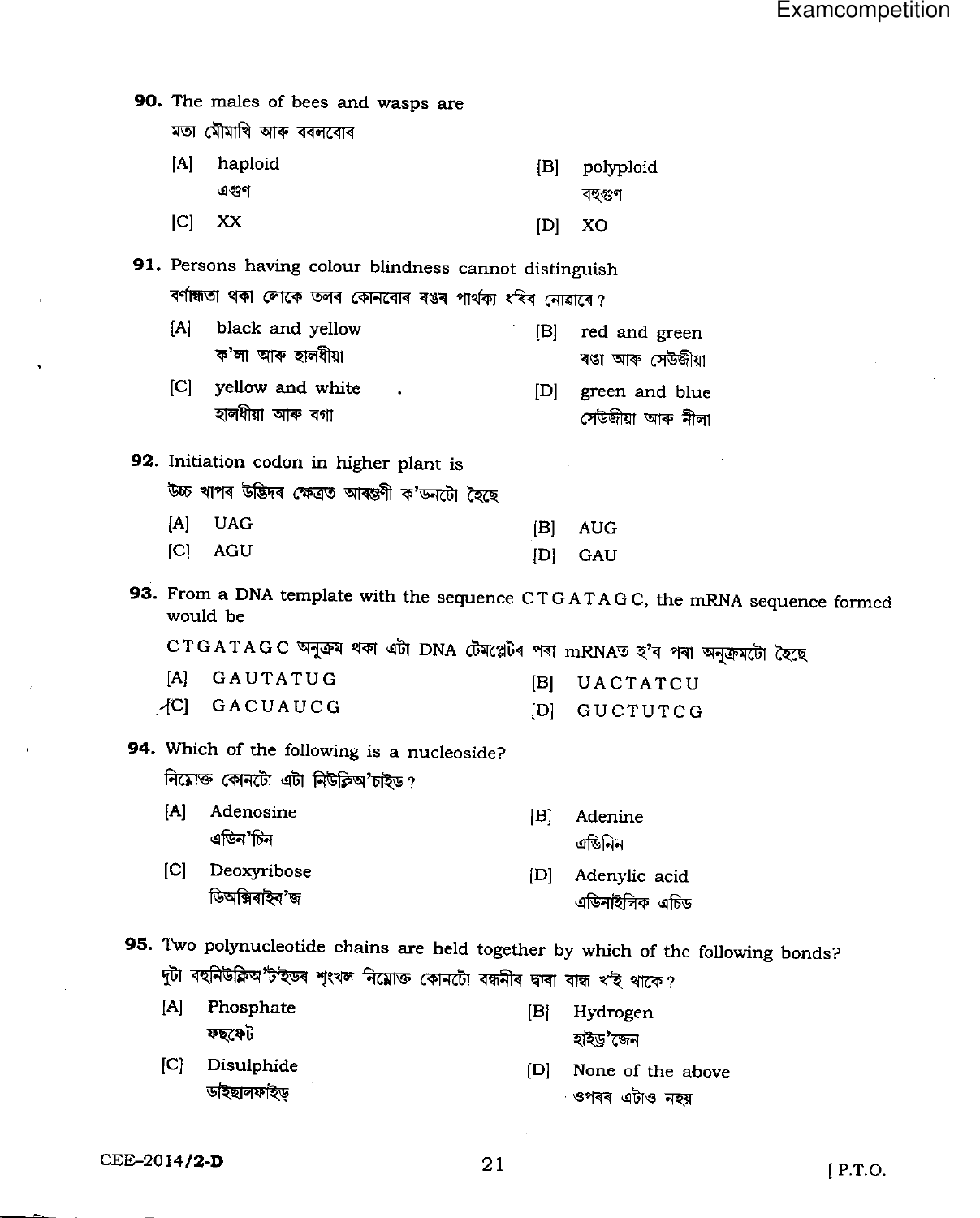**90.** The males of bees and wasps are

মতা মৌমাখি আৰু বৰলবোৰ

[A] haploid
এগুণ

[B] polyploid
বহুগুণ

[C] XX

[D] XO

**91.** Persons having colour blindness cannot distinguish

বৰ্ণান্ধতা থকা লোকে তলৰ কোনবোৰ ৰঙৰ পাৰ্থক্য ধৰিব নোৱাৰে?

[A] black and yellow
ক'লা আৰু হালধীয়া

[B] red and green
ৰঙা আৰু সেউজীয়া

[C] yellow and white
হালধীয়া আৰু বগা

[D] green and blue
সেউজীয়া আৰু নীলা

**92.** Initiation codon in higher plant is

উচ্চ খাপৰ উদ্ভিদৰ ক্ষেত্ৰত আৰম্ভণী ক'ডনটো হৈছে

[A] UAG

[B] AUG

[C] AGU

[D] GAU

**93.** From a DNA template with the sequence C T G A T A G C, the mRNA sequence formed would be

C T G A T A G C অনুক্ৰম থকা এটা DNA টেমপ্লেটৰ পৰা mRNAত হ'ব পৰা অনুক্ৰমটো হৈছে

[A] G A U T A T U G

[B] U A C T A T C U

[C] G A C U A U C G

[D] G U C T U T C G

**94.** Which of the following is a nucleoside?

নিম্নোক্ত কোনটো এটা নিউক্লিঅ'চাইড?

[A] Adenosine
এডিন'চিন

[B] Adenine
এডিনিন

[C] Deoxyribose
ডিঅক্সিৰাইব'জ

[D] Adenylic acid
এডিনাইলিক এচিড

**95.** Two polynucleotide chains are held together by which of the following bonds?

দুটা বহুনিউক্লিঅ'টাইডৰ শৃংখল নিম্নোক্ত কোনটো বন্ধনীৰ দ্বাৰা বান্ধ খাই থাকে?

[A] Phosphate
ফছফেট

[B] Hydrogen
হাইড্ৰ'জেন

[C] Disulphide
ডাইছালফাইড্

[D] None of the above
ওপৰৰ এটাও নহয়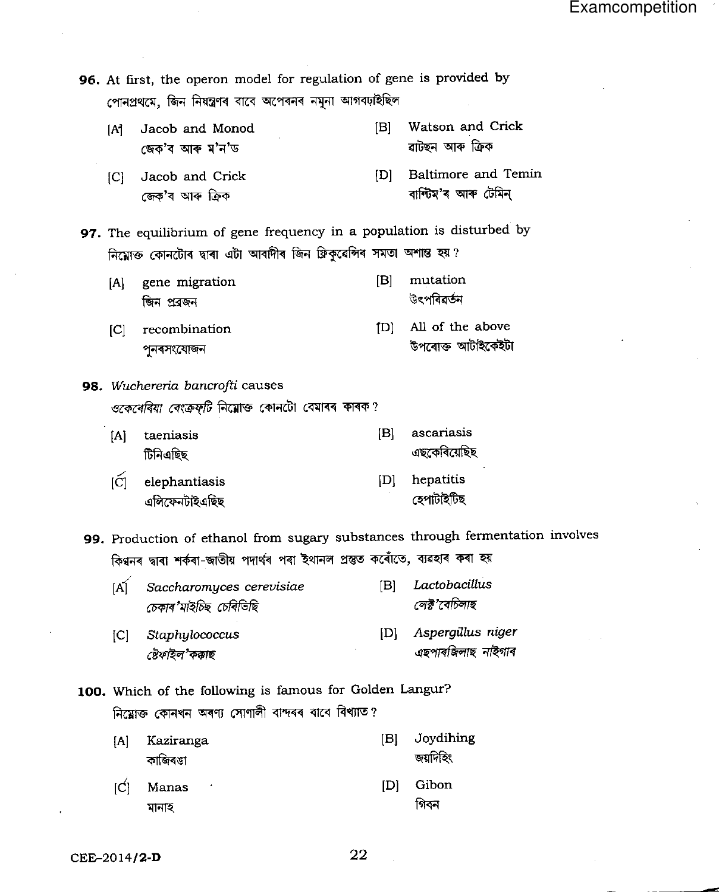**96.** At first, the operon model for regulation of gene is provided by
পোনপ্ৰথমে, জিন নিয়ন্ত্ৰণৰ বাবে অপেৰনৰ নমুনা আগবঢ়াইছিল

[A] Jacob and Monod
জেক'ব আৰু ম'ন'ড

[B] Watson and Crick
ৱাটছন আৰু ক্ৰিক

[C] Jacob and Crick
জেক'ব আৰু ক্ৰিক

[D] Baltimore and Temin
বাল্টিম'ৰ আৰু টেমিন্

**97.** The equilibrium of gene frequency in a population is disturbed by
নিম্নোক্ত কোনটোৰ দ্বাৰা এটা আবাদীৰ জিন ফ্ৰিকুৱেন্সিৰ সমতা অশান্ত হয়?

[A] gene migration
জিন প্ৰব্ৰজন

[B] mutation
উৎপৰিৱৰ্তন

[C] recombination
পুনৰসংযোজন

[D] All of the above
উপৰোক্ত আটাইকেইটা

**98.** *Wuchereria bancrofti* causes
*ওকেৰেৰিয়া বেংক্ৰেফ্টি* নিম্নোক্ত কোনটো বেমাৰৰ কাৰক?

[A] taeniasis
টিনিএছিছ

[B] ascariasis
এছকেৰিয়েছিছ

[C] elephantiasis
এলিফেনটাইএছিছ

[D] hepatitis
হেপাটাইটিছ

**99.** Production of ethanol from sugary substances through fermentation involves
কিণ্বনৰ দ্বাৰা শৰ্কৰা-জাতীয় পদাৰ্থৰ পৰা ইথানল প্ৰস্তুত কৰোঁতে, ব্যৱহাৰ কৰা হয়

[A] *Saccharomyces cerevisiae*
*চেকাৰ'মাইচিছ চেৰিভিছি*

[B] *Lactobacillus*
*লেক্ট'বেচিলাছ*

[C] *Staphylococcus*
*ষ্টেফাইল'কক্কাছ*

[D] *Aspergillus niger*
*এছপাৰজিলাছ নাইগাৰ*

**100.** Which of the following is famous for Golden Langur?
নিম্নোক্ত কোনখন অৰণ্য সোণালী বান্দৰৰ বাবে বিখ্যাত?

[A] Kaziranga
কাজিৰঙা

[B] Joydihing
জয়দিহিং

[C] Manas
মানাহ

[D] Gibon
গিবন

CEE-2014/2-D